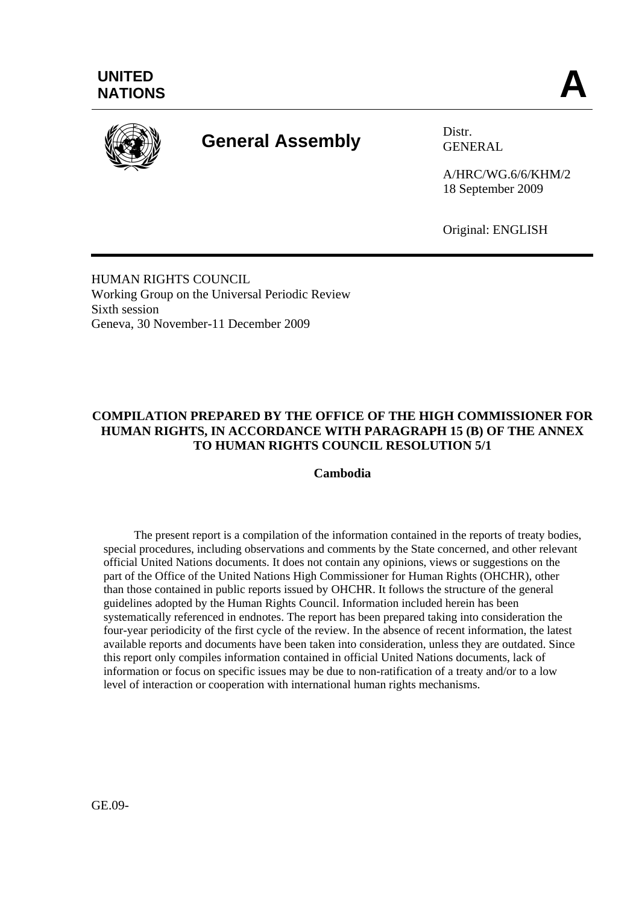**UNITED NATIONS**

**A**

# General Assembly

Distr.
GENERAL

A/HRC/WG.6/6/KHM/2
18 September 2009

Original: ENGLISH

HUMAN RIGHTS COUNCIL
Working Group on the Universal Periodic Review
Sixth session
Geneva, 30 November-11 December 2009

## COMPILATION PREPARED BY THE OFFICE OF THE HIGH COMMISSIONER FOR HUMAN RIGHTS, IN ACCORDANCE WITH PARAGRAPH 15 (B) OF THE ANNEX TO HUMAN RIGHTS COUNCIL RESOLUTION 5/1

**Cambodia**

The present report is a compilation of the information contained in the reports of treaty bodies, special procedures, including observations and comments by the State concerned, and other relevant official United Nations documents. It does not contain any opinions, views or suggestions on the part of the Office of the United Nations High Commissioner for Human Rights (OHCHR), other than those contained in public reports issued by OHCHR. It follows the structure of the general guidelines adopted by the Human Rights Council. Information included herein has been systematically referenced in endnotes. The report has been prepared taking into consideration the four-year periodicity of the first cycle of the review. In the absence of recent information, the latest available reports and documents have been taken into consideration, unless they are outdated. Since this report only compiles information contained in official United Nations documents, lack of information or focus on specific issues may be due to non-ratification of a treaty and/or to a low level of interaction or cooperation with international human rights mechanisms.

GE.09-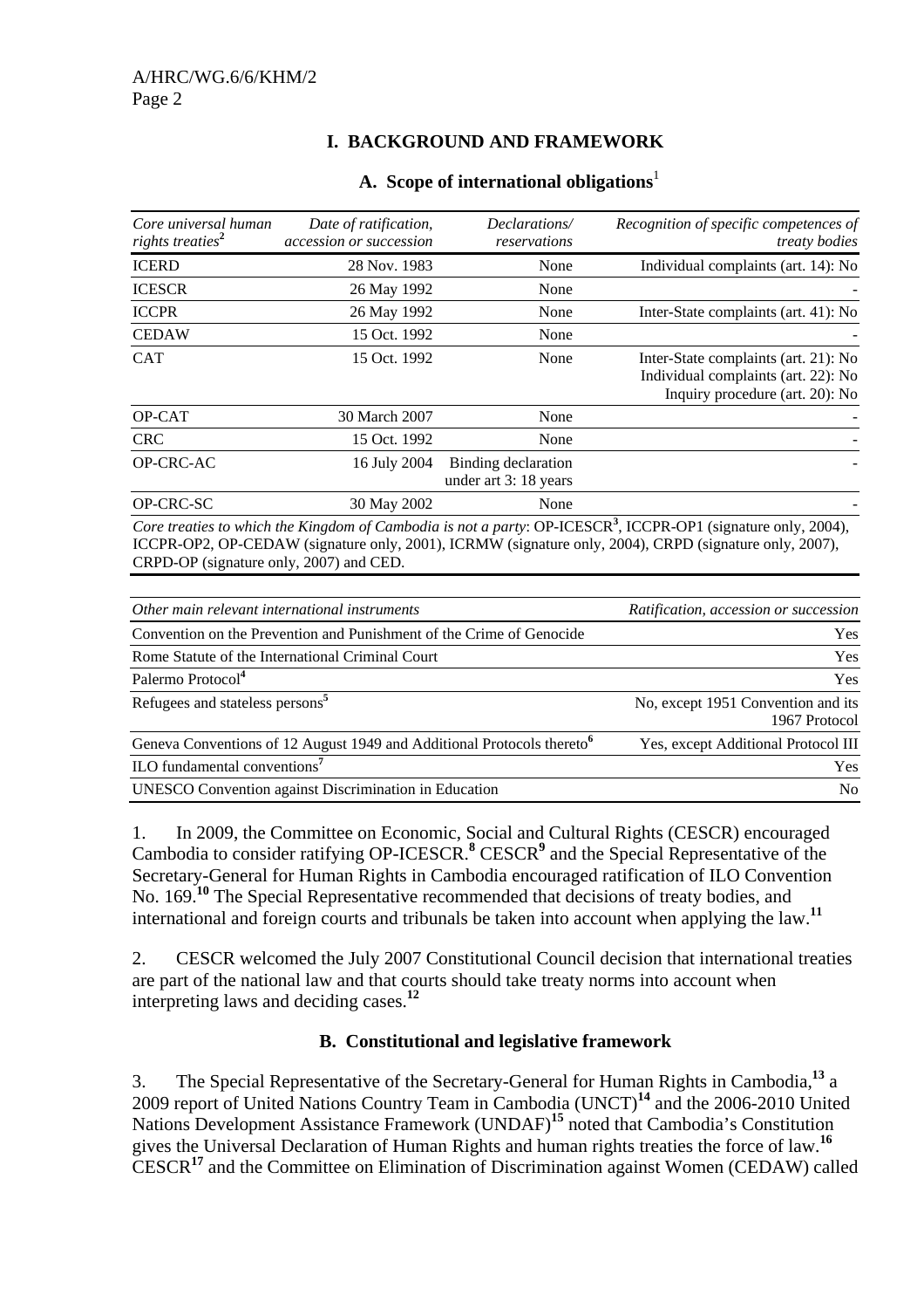## I. BACKGROUND AND FRAMEWORK

### A. Scope of international obligations[1]

| *Core universal human rights treaties*[2] | *Date of ratification, accession or succession* | *Declarations/ reservations* | *Recognition of specific competences of treaty bodies* |
|---|---|---|---|
| ICERD | 28 Nov. 1983 | None | Individual complaints (art. 14): No |
| ICESCR | 26 May 1992 | None | - |
| ICCPR | 26 May 1992 | None | Inter-State complaints (art. 41): No |
| CEDAW | 15 Oct. 1992 | None | - |
| CAT | 15 Oct. 1992 | None | Inter-State complaints (art. 21): No<br>Individual complaints (art. 22): No<br>Inquiry procedure (art. 20): No |
| OP-CAT | 30 March 2007 | None | - |
| CRC | 15 Oct. 1992 | None | - |
| OP-CRC-AC | 16 July 2004 | Binding declaration under art 3: 18 years | - |
| OP-CRC-SC | 30 May 2002 | None | - |

*Core treaties to which the Kingdom of Cambodia is not a party*: OP-ICESCR[3], ICCPR-OP1 (signature only, 2004), ICCPR-OP2, OP-CEDAW (signature only, 2001), ICRMW (signature only, 2004), CRPD (signature only, 2007), CRPD-OP (signature only, 2007) and CED.

| *Other main relevant international instruments* | *Ratification, accession or succession* |
|---|---|
| Convention on the Prevention and Punishment of the Crime of Genocide | Yes |
| Rome Statute of the International Criminal Court | Yes |
| Palermo Protocol[4] | Yes |
| Refugees and stateless persons[5] | No, except 1951 Convention and its 1967 Protocol |
| Geneva Conventions of 12 August 1949 and Additional Protocols thereto[6] | Yes, except Additional Protocol III |
| ILO fundamental conventions[7] | Yes |
| UNESCO Convention against Discrimination in Education | No |

1. In 2009, the Committee on Economic, Social and Cultural Rights (CESCR) encouraged Cambodia to consider ratifying OP-ICESCR.[8] CESCR[9] and the Special Representative of the Secretary-General for Human Rights in Cambodia encouraged ratification of ILO Convention No. 169.[10] The Special Representative recommended that decisions of treaty bodies, and international and foreign courts and tribunals be taken into account when applying the law.[11]

2. CESCR welcomed the July 2007 Constitutional Council decision that international treaties are part of the national law and that courts should take treaty norms into account when interpreting laws and deciding cases.[12]

### B. Constitutional and legislative framework

3. The Special Representative of the Secretary-General for Human Rights in Cambodia,[13] a 2009 report of United Nations Country Team in Cambodia (UNCT)[14] and the 2006-2010 United Nations Development Assistance Framework (UNDAF)[15] noted that Cambodia's Constitution gives the Universal Declaration of Human Rights and human rights treaties the force of law.[16] CESCR[17] and the Committee on Elimination of Discrimination against Women (CEDAW) called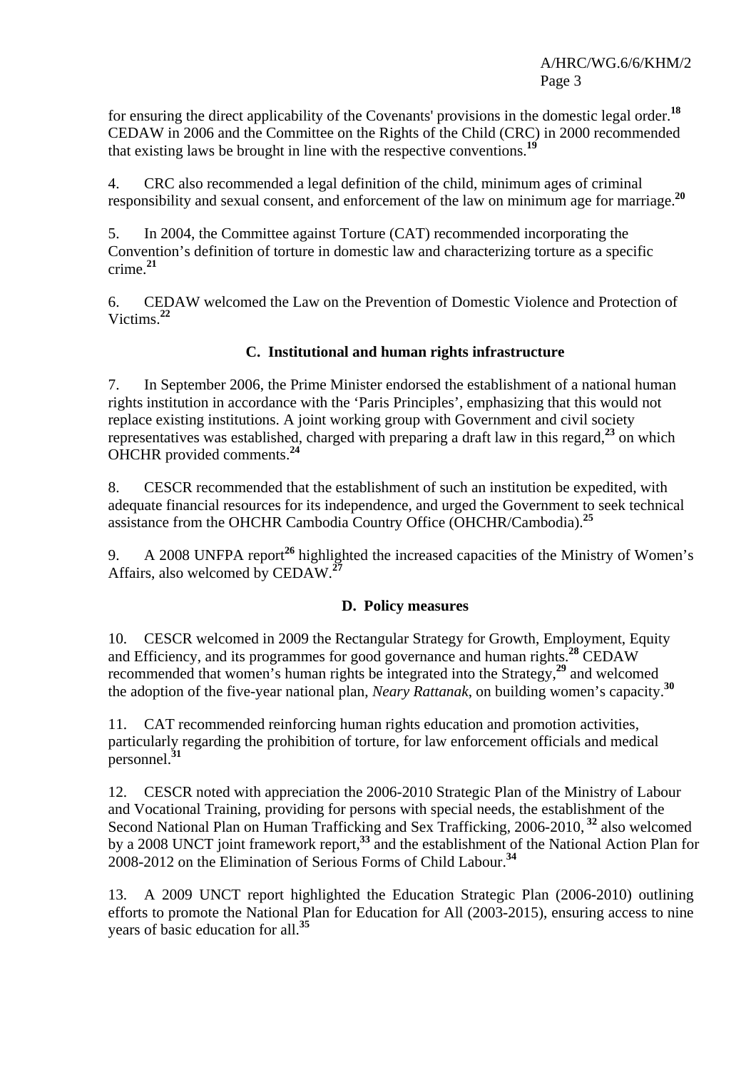for ensuring the direct applicability of the Covenants' provisions in the domestic legal order.[18] CEDAW in 2006 and the Committee on the Rights of the Child (CRC) in 2000 recommended that existing laws be brought in line with the respective conventions.[19]

4. CRC also recommended a legal definition of the child, minimum ages of criminal responsibility and sexual consent, and enforcement of the law on minimum age for marriage.[20]

5. In 2004, the Committee against Torture (CAT) recommended incorporating the Convention's definition of torture in domestic law and characterizing torture as a specific crime.[21]

6. CEDAW welcomed the Law on the Prevention of Domestic Violence and Protection of Victims.[22]

### C. Institutional and human rights infrastructure

7. In September 2006, the Prime Minister endorsed the establishment of a national human rights institution in accordance with the 'Paris Principles', emphasizing that this would not replace existing institutions. A joint working group with Government and civil society representatives was established, charged with preparing a draft law in this regard,[23] on which OHCHR provided comments.[24]

8. CESCR recommended that the establishment of such an institution be expedited, with adequate financial resources for its independence, and urged the Government to seek technical assistance from the OHCHR Cambodia Country Office (OHCHR/Cambodia).[25]

9. A 2008 UNFPA report[26] highlighted the increased capacities of the Ministry of Women's Affairs, also welcomed by CEDAW.[27]

### D. Policy measures

10. CESCR welcomed in 2009 the Rectangular Strategy for Growth, Employment, Equity and Efficiency, and its programmes for good governance and human rights.[28] CEDAW recommended that women's human rights be integrated into the Strategy,[29] and welcomed the adoption of the five-year national plan, *Neary Rattanak*, on building women's capacity.[30]

11. CAT recommended reinforcing human rights education and promotion activities, particularly regarding the prohibition of torture, for law enforcement officials and medical personnel.[31]

12. CESCR noted with appreciation the 2006-2010 Strategic Plan of the Ministry of Labour and Vocational Training, providing for persons with special needs, the establishment of the Second National Plan on Human Trafficking and Sex Trafficking, 2006-2010, [32] also welcomed by a 2008 UNCT joint framework report,[33] and the establishment of the National Action Plan for 2008-2012 on the Elimination of Serious Forms of Child Labour.[34]

13. A 2009 UNCT report highlighted the Education Strategic Plan (2006-2010) outlining efforts to promote the National Plan for Education for All (2003-2015), ensuring access to nine years of basic education for all.[35]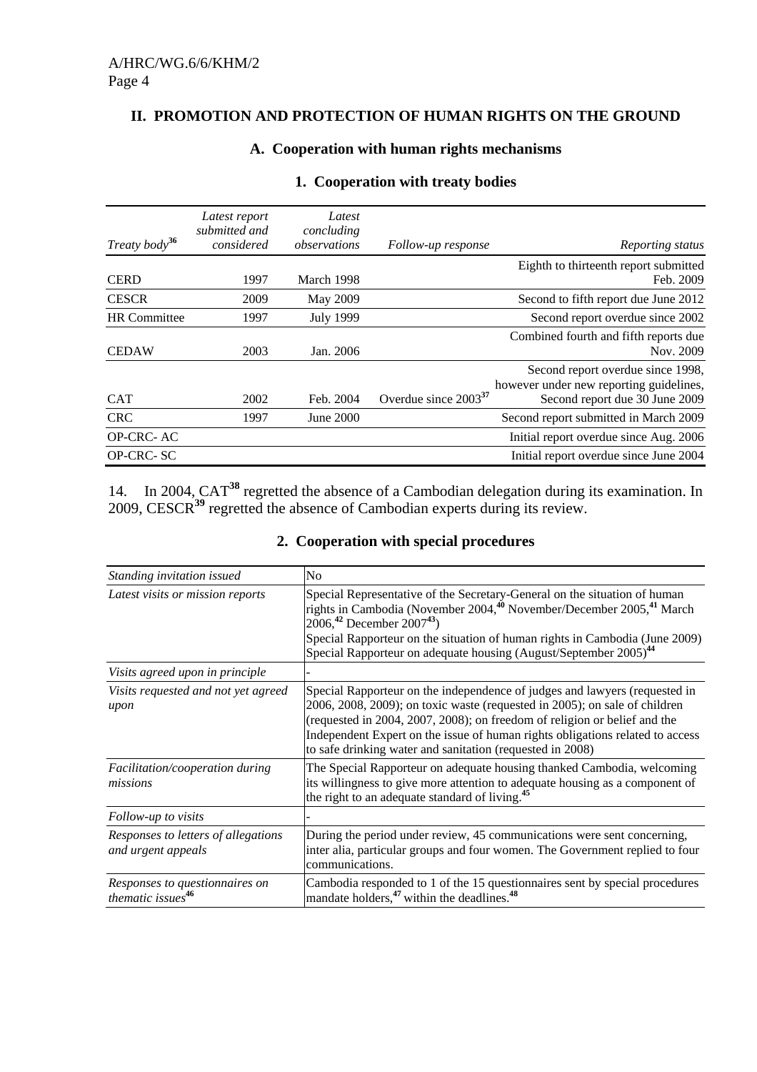## II. PROMOTION AND PROTECTION OF HUMAN RIGHTS ON THE GROUND

### A. Cooperation with human rights mechanisms

#### 1. Cooperation with treaty bodies

| *Treaty body*[36] | *Latest report submitted and considered* | *Latest concluding observations* | *Follow-up response* | *Reporting status* |
|---|---|---|---|---|
| CERD | 1997 | March 1998 | | Eighth to thirteenth report submitted Feb. 2009 |
| CESCR | 2009 | May 2009 | | Second to fifth report due June 2012 |
| HR Committee | 1997 | July 1999 | | Second report overdue since 2002 |
| CEDAW | 2003 | Jan. 2006 | | Combined fourth and fifth reports due Nov. 2009 |
| CAT | 2002 | Feb. 2004 | Overdue since 2003[37] | Second report overdue since 1998, however under new reporting guidelines, Second report due 30 June 2009 |
| CRC | 1997 | June 2000 | | Second report submitted in March 2009 |
| OP-CRC- AC | | | | Initial report overdue since Aug. 2006 |
| OP-CRC- SC | | | | Initial report overdue since June 2004 |

14. In 2004, CAT[38] regretted the absence of a Cambodian delegation during its examination. In 2009, CESCR[39] regretted the absence of Cambodian experts during its review.

#### 2. Cooperation with special procedures

| *Standing invitation issued* | No |
|---|---|
| *Latest visits or mission reports* | Special Representative of the Secretary-General on the situation of human rights in Cambodia (November 2004,[40] November/December 2005,[41] March 2006,[42] December 2007[43]) Special Rapporteur on the situation of human rights in Cambodia (June 2009) Special Rapporteur on adequate housing (August/September 2005)[44] |
| *Visits agreed upon in principle* | - |
| *Visits requested and not yet agreed upon* | Special Rapporteur on the independence of judges and lawyers (requested in 2006, 2008, 2009); on toxic waste (requested in 2005); on sale of children (requested in 2004, 2007, 2008); on freedom of religion or belief and the Independent Expert on the issue of human rights obligations related to access to safe drinking water and sanitation (requested in 2008) |
| *Facilitation/cooperation during missions* | The Special Rapporteur on adequate housing thanked Cambodia, welcoming its willingness to give more attention to adequate housing as a component of the right to an adequate standard of living.[45] |
| *Follow-up to visits* | - |
| *Responses to letters of allegations and urgent appeals* | During the period under review, 45 communications were sent concerning, inter alia, particular groups and four women. The Government replied to four communications. |
| *Responses to questionnaires on thematic issues*[46] | Cambodia responded to 1 of the 15 questionnaires sent by special procedures mandate holders,[47] within the deadlines.[48] |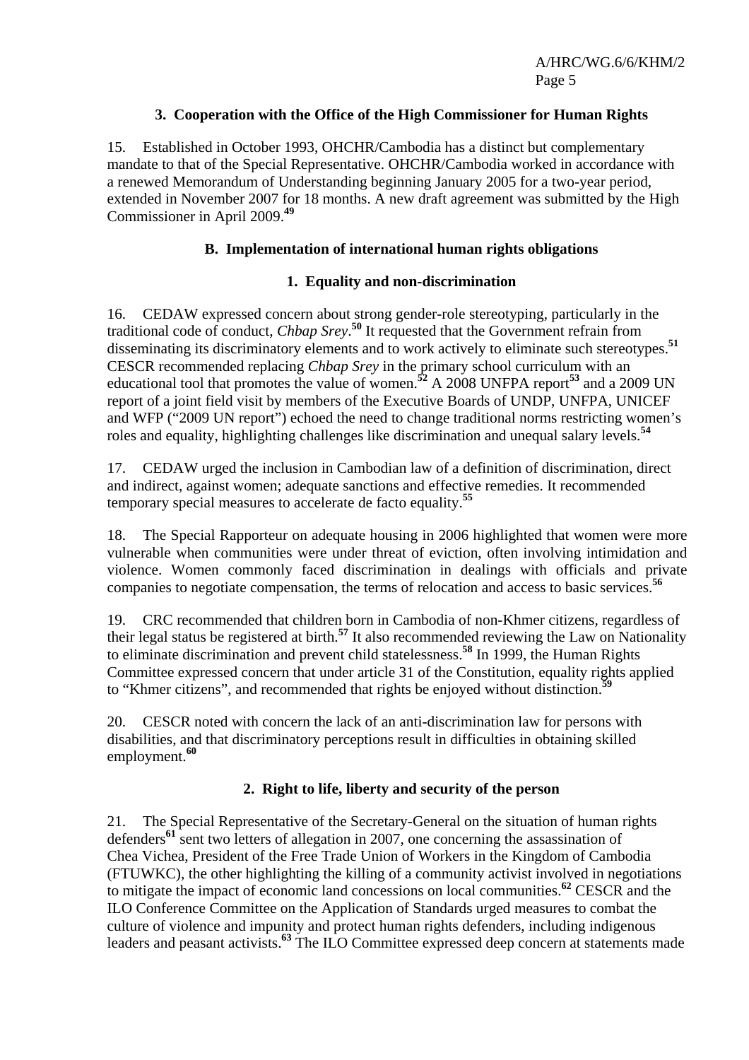### 3. Cooperation with the Office of the High Commissioner for Human Rights

15. Established in October 1993, OHCHR/Cambodia has a distinct but complementary mandate to that of the Special Representative. OHCHR/Cambodia worked in accordance with a renewed Memorandum of Understanding beginning January 2005 for a two-year period, extended in November 2007 for 18 months. A new draft agreement was submitted by the High Commissioner in April 2009.[49]

## B. Implementation of international human rights obligations

### 1. Equality and non-discrimination

16. CEDAW expressed concern about strong gender-role stereotyping, particularly in the traditional code of conduct, *Chbap Srey*.[50] It requested that the Government refrain from disseminating its discriminatory elements and to work actively to eliminate such stereotypes.[51] CESCR recommended replacing *Chbap Srey* in the primary school curriculum with an educational tool that promotes the value of women.[52] A 2008 UNFPA report[53] and a 2009 UN report of a joint field visit by members of the Executive Boards of UNDP, UNFPA, UNICEF and WFP ("2009 UN report") echoed the need to change traditional norms restricting women's roles and equality, highlighting challenges like discrimination and unequal salary levels.[54]

17. CEDAW urged the inclusion in Cambodian law of a definition of discrimination, direct and indirect, against women; adequate sanctions and effective remedies. It recommended temporary special measures to accelerate de facto equality.[55]

18. The Special Rapporteur on adequate housing in 2006 highlighted that women were more vulnerable when communities were under threat of eviction, often involving intimidation and violence. Women commonly faced discrimination in dealings with officials and private companies to negotiate compensation, the terms of relocation and access to basic services.[56]

19. CRC recommended that children born in Cambodia of non-Khmer citizens, regardless of their legal status be registered at birth.[57] It also recommended reviewing the Law on Nationality to eliminate discrimination and prevent child statelessness.[58] In 1999, the Human Rights Committee expressed concern that under article 31 of the Constitution, equality rights applied to "Khmer citizens", and recommended that rights be enjoyed without distinction.[59]

20. CESCR noted with concern the lack of an anti-discrimination law for persons with disabilities, and that discriminatory perceptions result in difficulties in obtaining skilled employment.[60]

### 2. Right to life, liberty and security of the person

21. The Special Representative of the Secretary-General on the situation of human rights defenders[61] sent two letters of allegation in 2007, one concerning the assassination of Chea Vichea, President of the Free Trade Union of Workers in the Kingdom of Cambodia (FTUWKC), the other highlighting the killing of a community activist involved in negotiations to mitigate the impact of economic land concessions on local communities.[62] CESCR and the ILO Conference Committee on the Application of Standards urged measures to combat the culture of violence and impunity and protect human rights defenders, including indigenous leaders and peasant activists.[63] The ILO Committee expressed deep concern at statements made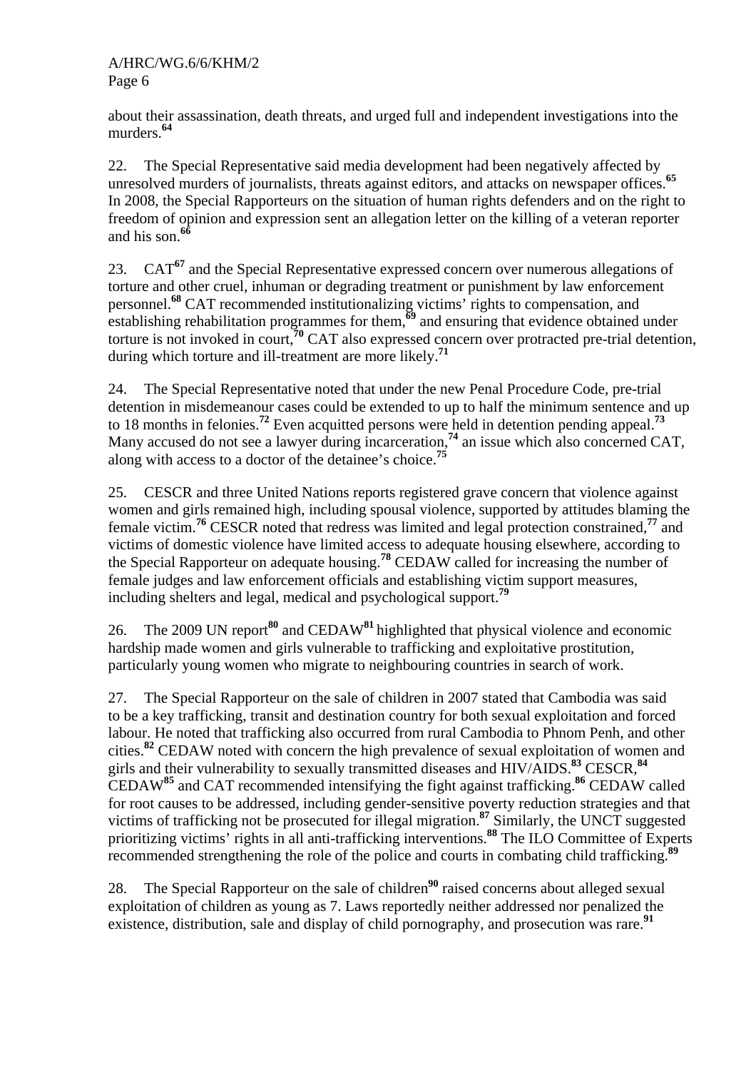about their assassination, death threats, and urged full and independent investigations into the murders.[64]

22. The Special Representative said media development had been negatively affected by unresolved murders of journalists, threats against editors, and attacks on newspaper offices.[65] In 2008, the Special Rapporteurs on the situation of human rights defenders and on the right to freedom of opinion and expression sent an allegation letter on the killing of a veteran reporter and his son.[66]

23. CAT[67] and the Special Representative expressed concern over numerous allegations of torture and other cruel, inhuman or degrading treatment or punishment by law enforcement personnel.[68] CAT recommended institutionalizing victims' rights to compensation, and establishing rehabilitation programmes for them,[69] and ensuring that evidence obtained under torture is not invoked in court,[70] CAT also expressed concern over protracted pre-trial detention, during which torture and ill-treatment are more likely.[71]

24. The Special Representative noted that under the new Penal Procedure Code, pre-trial detention in misdemeanour cases could be extended to up to half the minimum sentence and up to 18 months in felonies.[72] Even acquitted persons were held in detention pending appeal.[73] Many accused do not see a lawyer during incarceration,[74] an issue which also concerned CAT, along with access to a doctor of the detainee's choice.[75]

25. CESCR and three United Nations reports registered grave concern that violence against women and girls remained high, including spousal violence, supported by attitudes blaming the female victim.[76] CESCR noted that redress was limited and legal protection constrained,[77] and victims of domestic violence have limited access to adequate housing elsewhere, according to the Special Rapporteur on adequate housing.[78] CEDAW called for increasing the number of female judges and law enforcement officials and establishing victim support measures, including shelters and legal, medical and psychological support.[79]

26. The 2009 UN report[80] and CEDAW[81] highlighted that physical violence and economic hardship made women and girls vulnerable to trafficking and exploitative prostitution, particularly young women who migrate to neighbouring countries in search of work.

27. The Special Rapporteur on the sale of children in 2007 stated that Cambodia was said to be a key trafficking, transit and destination country for both sexual exploitation and forced labour. He noted that trafficking also occurred from rural Cambodia to Phnom Penh, and other cities.[82] CEDAW noted with concern the high prevalence of sexual exploitation of women and girls and their vulnerability to sexually transmitted diseases and HIV/AIDS.[83] CESCR,[84] CEDAW[85] and CAT recommended intensifying the fight against trafficking.[86] CEDAW called for root causes to be addressed, including gender-sensitive poverty reduction strategies and that victims of trafficking not be prosecuted for illegal migration.[87] Similarly, the UNCT suggested prioritizing victims' rights in all anti-trafficking interventions.[88] The ILO Committee of Experts recommended strengthening the role of the police and courts in combating child trafficking.[89]

28. The Special Rapporteur on the sale of children[90] raised concerns about alleged sexual exploitation of children as young as 7. Laws reportedly neither addressed nor penalized the existence, distribution, sale and display of child pornography, and prosecution was rare.[91]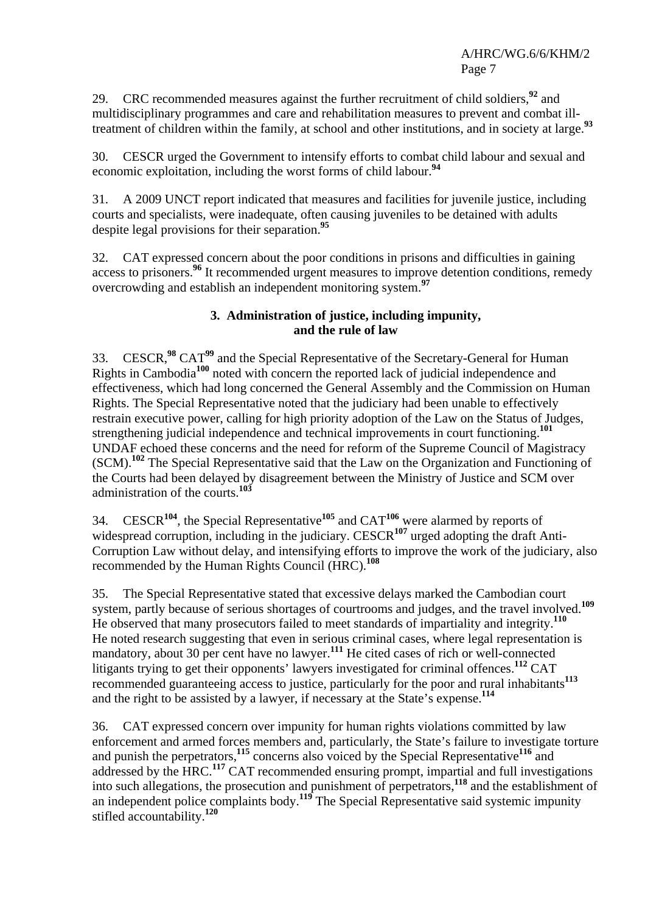29. CRC recommended measures against the further recruitment of child soldiers,[92] and multidisciplinary programmes and care and rehabilitation measures to prevent and combat ill-treatment of children within the family, at school and other institutions, and in society at large.[93]

30. CESCR urged the Government to intensify efforts to combat child labour and sexual and economic exploitation, including the worst forms of child labour.[94]

31. A 2009 UNCT report indicated that measures and facilities for juvenile justice, including courts and specialists, were inadequate, often causing juveniles to be detained with adults despite legal provisions for their separation.[95]

32. CAT expressed concern about the poor conditions in prisons and difficulties in gaining access to prisoners.[96] It recommended urgent measures to improve detention conditions, remedy overcrowding and establish an independent monitoring system.[97]

### 3. Administration of justice, including impunity, and the rule of law

33. CESCR,[98] CAT[99] and the Special Representative of the Secretary-General for Human Rights in Cambodia[100] noted with concern the reported lack of judicial independence and effectiveness, which had long concerned the General Assembly and the Commission on Human Rights. The Special Representative noted that the judiciary had been unable to effectively restrain executive power, calling for high priority adoption of the Law on the Status of Judges, strengthening judicial independence and technical improvements in court functioning.[101] UNDAF echoed these concerns and the need for reform of the Supreme Council of Magistracy (SCM).[102] The Special Representative said that the Law on the Organization and Functioning of the Courts had been delayed by disagreement between the Ministry of Justice and SCM over administration of the courts.[103]

34. CESCR[104], the Special Representative[105] and CAT[106] were alarmed by reports of widespread corruption, including in the judiciary. CESCR[107] urged adopting the draft Anti-Corruption Law without delay, and intensifying efforts to improve the work of the judiciary, also recommended by the Human Rights Council (HRC).[108]

35. The Special Representative stated that excessive delays marked the Cambodian court system, partly because of serious shortages of courtrooms and judges, and the travel involved.[109] He observed that many prosecutors failed to meet standards of impartiality and integrity.[110] He noted research suggesting that even in serious criminal cases, where legal representation is mandatory, about 30 per cent have no lawyer.[111] He cited cases of rich or well-connected litigants trying to get their opponents' lawyers investigated for criminal offences.[112] CAT recommended guaranteeing access to justice, particularly for the poor and rural inhabitants[113] and the right to be assisted by a lawyer, if necessary at the State's expense.[114]

36. CAT expressed concern over impunity for human rights violations committed by law enforcement and armed forces members and, particularly, the State's failure to investigate torture and punish the perpetrators,[115] concerns also voiced by the Special Representative[116] and addressed by the HRC.[117] CAT recommended ensuring prompt, impartial and full investigations into such allegations, the prosecution and punishment of perpetrators,[118] and the establishment of an independent police complaints body.[119] The Special Representative said systemic impunity stifled accountability.[120]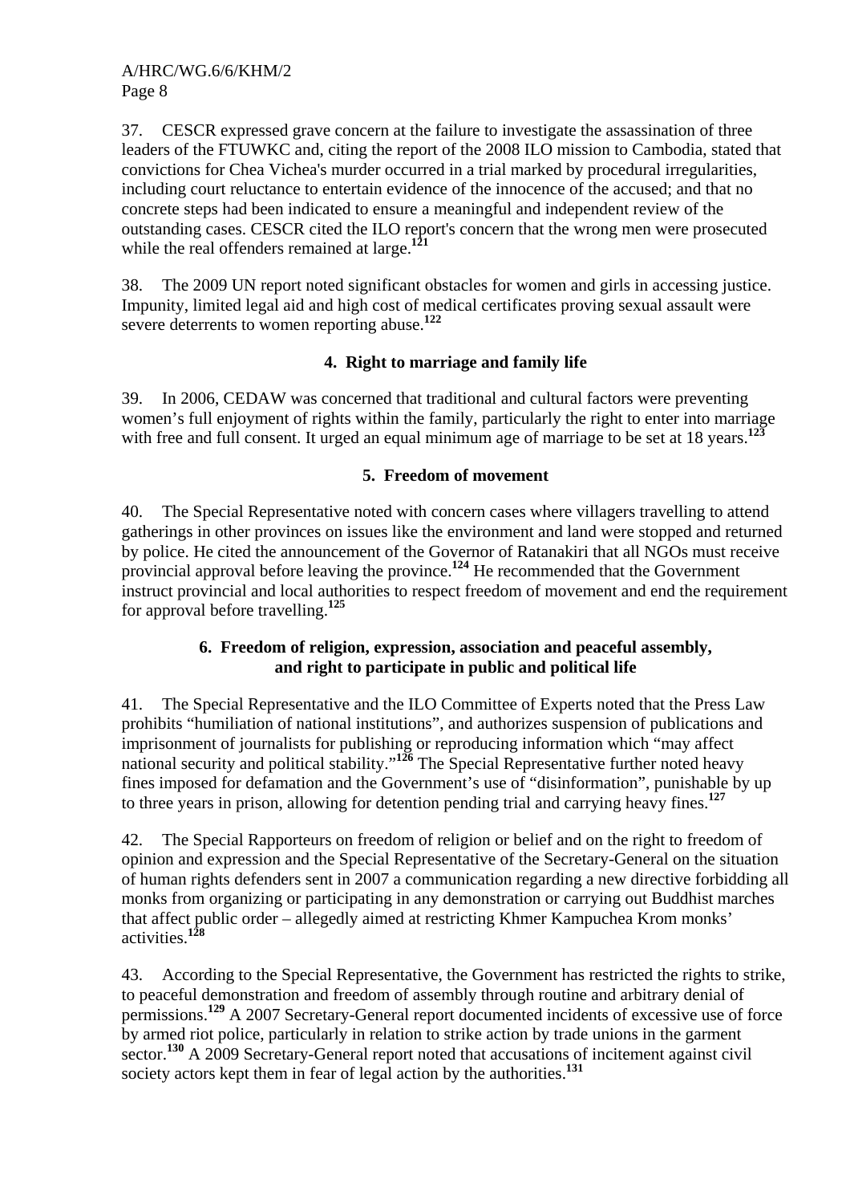37. CESCR expressed grave concern at the failure to investigate the assassination of three leaders of the FTUWKC and, citing the report of the 2008 ILO mission to Cambodia, stated that convictions for Chea Vichea's murder occurred in a trial marked by procedural irregularities, including court reluctance to entertain evidence of the innocence of the accused; and that no concrete steps had been indicated to ensure a meaningful and independent review of the outstanding cases. CESCR cited the ILO report's concern that the wrong men were prosecuted while the real offenders remained at large.[121]

38. The 2009 UN report noted significant obstacles for women and girls in accessing justice. Impunity, limited legal aid and high cost of medical certificates proving sexual assault were severe deterrents to women reporting abuse.[122]

### 4. Right to marriage and family life

39. In 2006, CEDAW was concerned that traditional and cultural factors were preventing women's full enjoyment of rights within the family, particularly the right to enter into marriage with free and full consent. It urged an equal minimum age of marriage to be set at 18 years.[123]

### 5. Freedom of movement

40. The Special Representative noted with concern cases where villagers travelling to attend gatherings in other provinces on issues like the environment and land were stopped and returned by police. He cited the announcement of the Governor of Ratanakiri that all NGOs must receive provincial approval before leaving the province.[124] He recommended that the Government instruct provincial and local authorities to respect freedom of movement and end the requirement for approval before travelling.[125]

### 6. Freedom of religion, expression, association and peaceful assembly, and right to participate in public and political life

41. The Special Representative and the ILO Committee of Experts noted that the Press Law prohibits "humiliation of national institutions", and authorizes suspension of publications and imprisonment of journalists for publishing or reproducing information which "may affect national security and political stability."[126] The Special Representative further noted heavy fines imposed for defamation and the Government's use of "disinformation", punishable by up to three years in prison, allowing for detention pending trial and carrying heavy fines.[127]

42. The Special Rapporteurs on freedom of religion or belief and on the right to freedom of opinion and expression and the Special Representative of the Secretary-General on the situation of human rights defenders sent in 2007 a communication regarding a new directive forbidding all monks from organizing or participating in any demonstration or carrying out Buddhist marches that affect public order – allegedly aimed at restricting Khmer Kampuchea Krom monks' activities.[128]

43. According to the Special Representative, the Government has restricted the rights to strike, to peaceful demonstration and freedom of assembly through routine and arbitrary denial of permissions.[129] A 2007 Secretary-General report documented incidents of excessive use of force by armed riot police, particularly in relation to strike action by trade unions in the garment sector.[130] A 2009 Secretary-General report noted that accusations of incitement against civil society actors kept them in fear of legal action by the authorities.[131]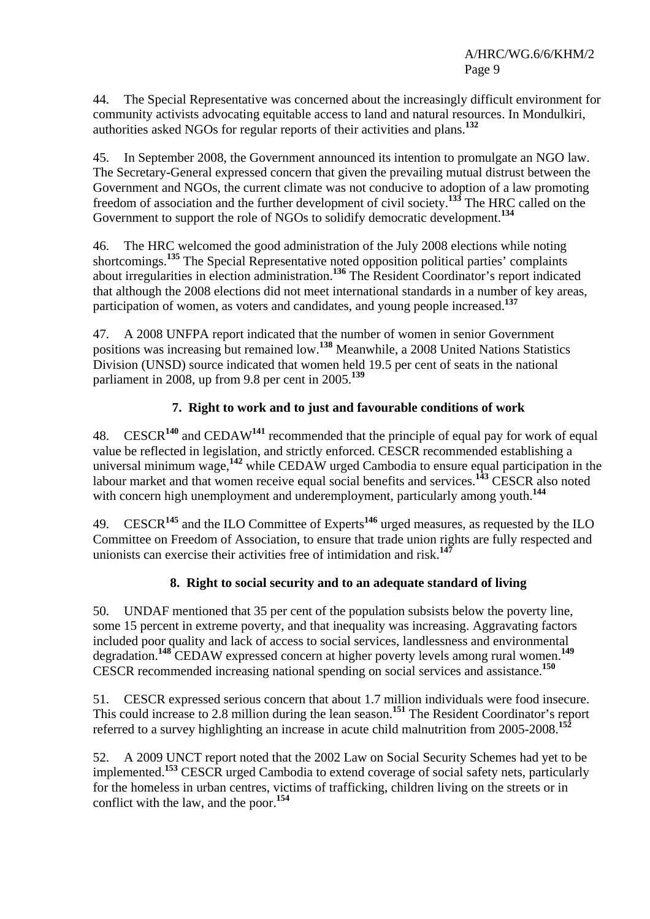44. The Special Representative was concerned about the increasingly difficult environment for community activists advocating equitable access to land and natural resources. In Mondulkiri, authorities asked NGOs for regular reports of their activities and plans.[132]

45. In September 2008, the Government announced its intention to promulgate an NGO law. The Secretary-General expressed concern that given the prevailing mutual distrust between the Government and NGOs, the current climate was not conducive to adoption of a law promoting freedom of association and the further development of civil society.[133] The HRC called on the Government to support the role of NGOs to solidify democratic development.[134]

46. The HRC welcomed the good administration of the July 2008 elections while noting shortcomings.[135] The Special Representative noted opposition political parties' complaints about irregularities in election administration.[136] The Resident Coordinator's report indicated that although the 2008 elections did not meet international standards in a number of key areas, participation of women, as voters and candidates, and young people increased.[137]

47. A 2008 UNFPA report indicated that the number of women in senior Government positions was increasing but remained low.[138] Meanwhile, a 2008 United Nations Statistics Division (UNSD) source indicated that women held 19.5 per cent of seats in the national parliament in 2008, up from 9.8 per cent in 2005.[139]

### 7. Right to work and to just and favourable conditions of work

48. CESCR[140] and CEDAW[141] recommended that the principle of equal pay for work of equal value be reflected in legislation, and strictly enforced. CESCR recommended establishing a universal minimum wage,[142] while CEDAW urged Cambodia to ensure equal participation in the labour market and that women receive equal social benefits and services.[143] CESCR also noted with concern high unemployment and underemployment, particularly among youth.[144]

49. CESCR[145] and the ILO Committee of Experts[146] urged measures, as requested by the ILO Committee on Freedom of Association, to ensure that trade union rights are fully respected and unionists can exercise their activities free of intimidation and risk.[147]

### 8. Right to social security and to an adequate standard of living

50. UNDAF mentioned that 35 per cent of the population subsists below the poverty line, some 15 percent in extreme poverty, and that inequality was increasing. Aggravating factors included poor quality and lack of access to social services, landlessness and environmental degradation.[148] CEDAW expressed concern at higher poverty levels among rural women.[149] CESCR recommended increasing national spending on social services and assistance.[150]

51. CESCR expressed serious concern that about 1.7 million individuals were food insecure. This could increase to 2.8 million during the lean season.[151] The Resident Coordinator's report referred to a survey highlighting an increase in acute child malnutrition from 2005-2008.[152]

52. A 2009 UNCT report noted that the 2002 Law on Social Security Schemes had yet to be implemented.[153] CESCR urged Cambodia to extend coverage of social safety nets, particularly for the homeless in urban centres, victims of trafficking, children living on the streets or in conflict with the law, and the poor.[154]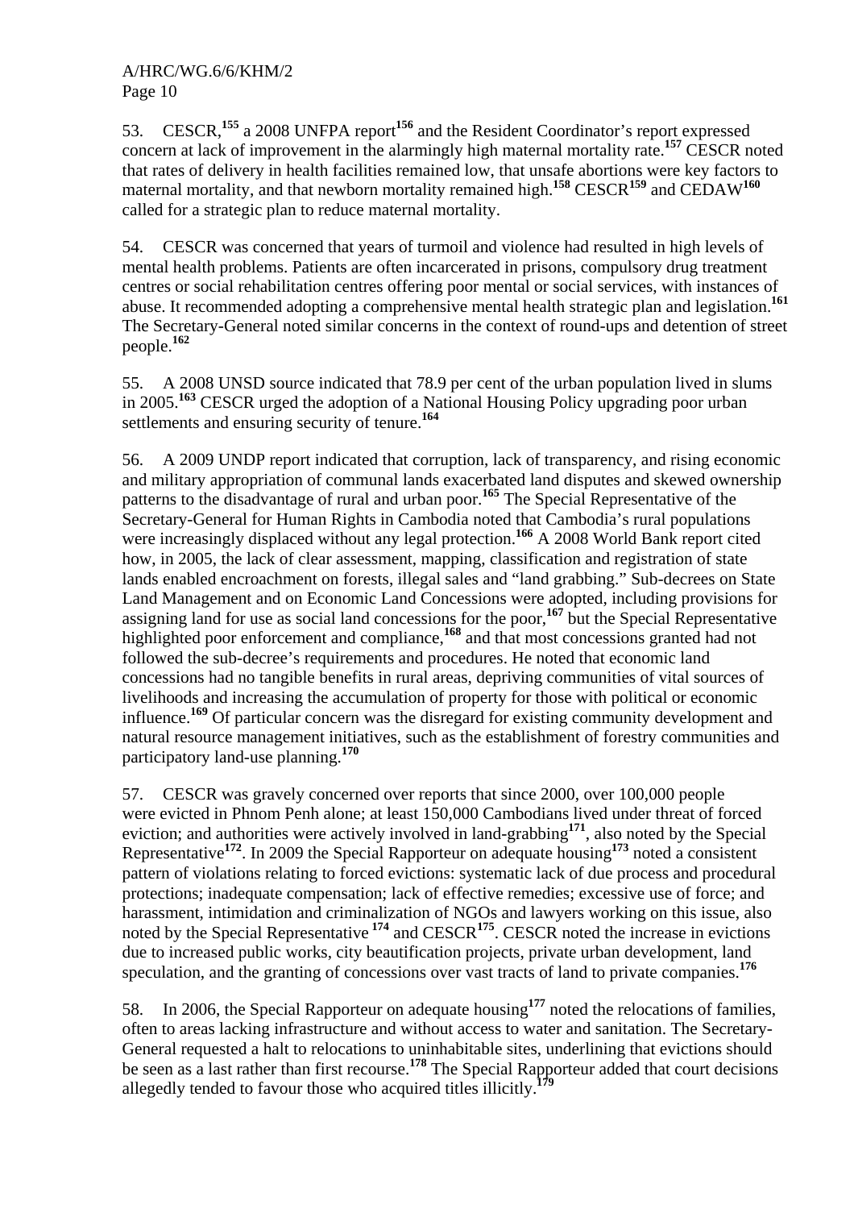53. CESCR,[155] a 2008 UNFPA report[156] and the Resident Coordinator's report expressed concern at lack of improvement in the alarmingly high maternal mortality rate.[157] CESCR noted that rates of delivery in health facilities remained low, that unsafe abortions were key factors to maternal mortality, and that newborn mortality remained high.[158] CESCR[159] and CEDAW[160] called for a strategic plan to reduce maternal mortality.

54. CESCR was concerned that years of turmoil and violence had resulted in high levels of mental health problems. Patients are often incarcerated in prisons, compulsory drug treatment centres or social rehabilitation centres offering poor mental or social services, with instances of abuse. It recommended adopting a comprehensive mental health strategic plan and legislation.[161] The Secretary-General noted similar concerns in the context of round-ups and detention of street people.[162]

55. A 2008 UNSD source indicated that 78.9 per cent of the urban population lived in slums in 2005.[163] CESCR urged the adoption of a National Housing Policy upgrading poor urban settlements and ensuring security of tenure.[164]

56. A 2009 UNDP report indicated that corruption, lack of transparency, and rising economic and military appropriation of communal lands exacerbated land disputes and skewed ownership patterns to the disadvantage of rural and urban poor.[165] The Special Representative of the Secretary-General for Human Rights in Cambodia noted that Cambodia's rural populations were increasingly displaced without any legal protection.[166] A 2008 World Bank report cited how, in 2005, the lack of clear assessment, mapping, classification and registration of state lands enabled encroachment on forests, illegal sales and "land grabbing." Sub-decrees on State Land Management and on Economic Land Concessions were adopted, including provisions for assigning land for use as social land concessions for the poor,[167] but the Special Representative highlighted poor enforcement and compliance,[168] and that most concessions granted had not followed the sub-decree's requirements and procedures. He noted that economic land concessions had no tangible benefits in rural areas, depriving communities of vital sources of livelihoods and increasing the accumulation of property for those with political or economic influence.[169] Of particular concern was the disregard for existing community development and natural resource management initiatives, such as the establishment of forestry communities and participatory land-use planning.[170]

57. CESCR was gravely concerned over reports that since 2000, over 100,000 people were evicted in Phnom Penh alone; at least 150,000 Cambodians lived under threat of forced eviction; and authorities were actively involved in land-grabbing[171], also noted by the Special Representative[172]. In 2009 the Special Rapporteur on adequate housing[173] noted a consistent pattern of violations relating to forced evictions: systematic lack of due process and procedural protections; inadequate compensation; lack of effective remedies; excessive use of force; and harassment, intimidation and criminalization of NGOs and lawyers working on this issue, also noted by the Special Representative [174] and CESCR[175]. CESCR noted the increase in evictions due to increased public works, city beautification projects, private urban development, land speculation, and the granting of concessions over vast tracts of land to private companies.[176]

58. In 2006, the Special Rapporteur on adequate housing[177] noted the relocations of families, often to areas lacking infrastructure and without access to water and sanitation. The Secretary-General requested a halt to relocations to uninhabitable sites, underlining that evictions should be seen as a last rather than first recourse.[178] The Special Rapporteur added that court decisions allegedly tended to favour those who acquired titles illicitly.[179]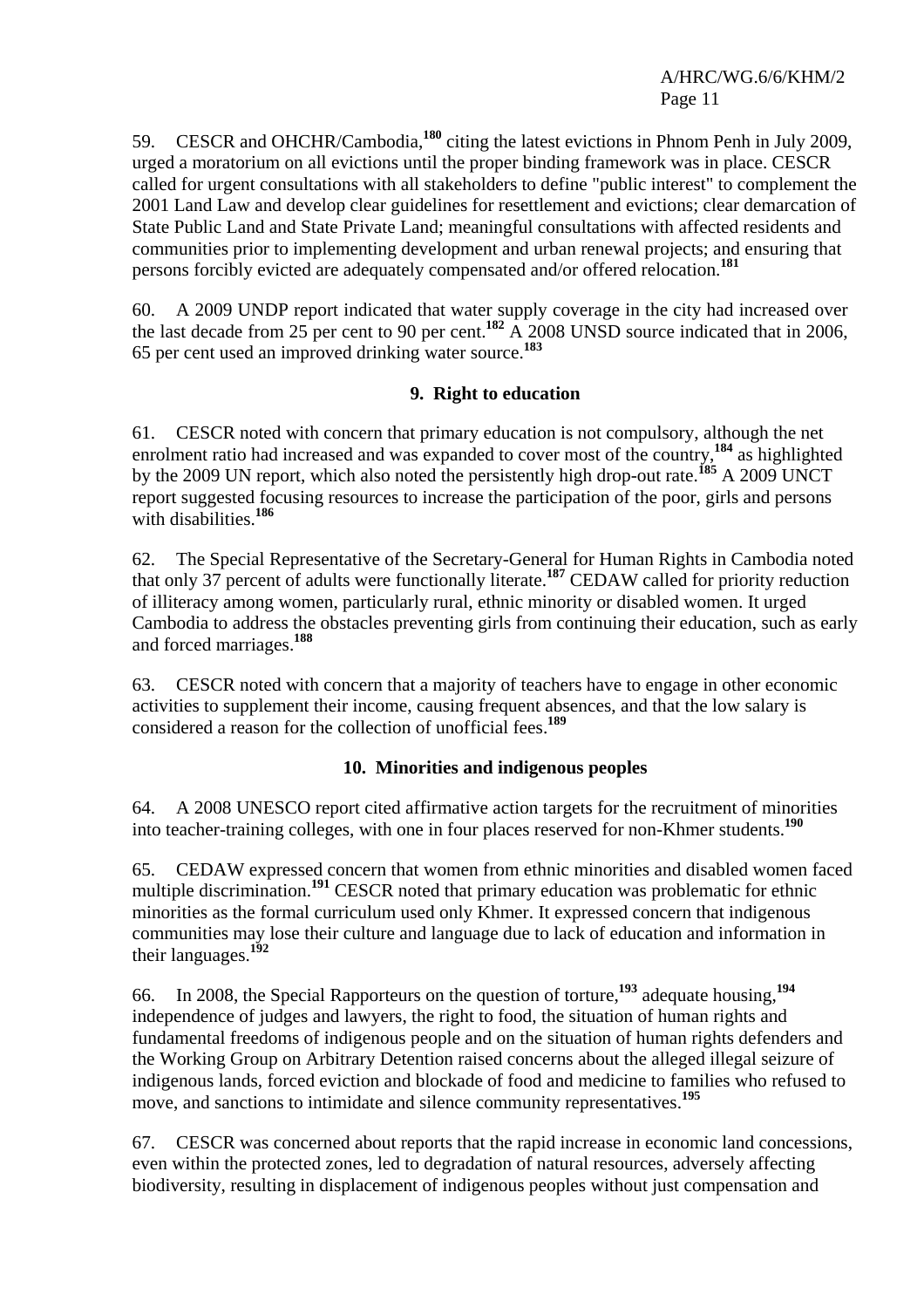59. CESCR and OHCHR/Cambodia,[180] citing the latest evictions in Phnom Penh in July 2009, urged a moratorium on all evictions until the proper binding framework was in place. CESCR called for urgent consultations with all stakeholders to define "public interest" to complement the 2001 Land Law and develop clear guidelines for resettlement and evictions; clear demarcation of State Public Land and State Private Land; meaningful consultations with affected residents and communities prior to implementing development and urban renewal projects; and ensuring that persons forcibly evicted are adequately compensated and/or offered relocation.[181]

60. A 2009 UNDP report indicated that water supply coverage in the city had increased over the last decade from 25 per cent to 90 per cent.[182] A 2008 UNSD source indicated that in 2006, 65 per cent used an improved drinking water source.[183]

### 9. Right to education

61. CESCR noted with concern that primary education is not compulsory, although the net enrolment ratio had increased and was expanded to cover most of the country,[184] as highlighted by the 2009 UN report, which also noted the persistently high drop-out rate.[185] A 2009 UNCT report suggested focusing resources to increase the participation of the poor, girls and persons with disabilities.[186]

62. The Special Representative of the Secretary-General for Human Rights in Cambodia noted that only 37 percent of adults were functionally literate.[187] CEDAW called for priority reduction of illiteracy among women, particularly rural, ethnic minority or disabled women. It urged Cambodia to address the obstacles preventing girls from continuing their education, such as early and forced marriages.[188]

63. CESCR noted with concern that a majority of teachers have to engage in other economic activities to supplement their income, causing frequent absences, and that the low salary is considered a reason for the collection of unofficial fees.[189]

### 10. Minorities and indigenous peoples

64. A 2008 UNESCO report cited affirmative action targets for the recruitment of minorities into teacher-training colleges, with one in four places reserved for non-Khmer students.[190]

65. CEDAW expressed concern that women from ethnic minorities and disabled women faced multiple discrimination.[191] CESCR noted that primary education was problematic for ethnic minorities as the formal curriculum used only Khmer. It expressed concern that indigenous communities may lose their culture and language due to lack of education and information in their languages.[192]

66. In 2008, the Special Rapporteurs on the question of torture,[193] adequate housing,[194] independence of judges and lawyers, the right to food, the situation of human rights and fundamental freedoms of indigenous people and on the situation of human rights defenders and the Working Group on Arbitrary Detention raised concerns about the alleged illegal seizure of indigenous lands, forced eviction and blockade of food and medicine to families who refused to move, and sanctions to intimidate and silence community representatives.[195]

67. CESCR was concerned about reports that the rapid increase in economic land concessions, even within the protected zones, led to degradation of natural resources, adversely affecting biodiversity, resulting in displacement of indigenous peoples without just compensation and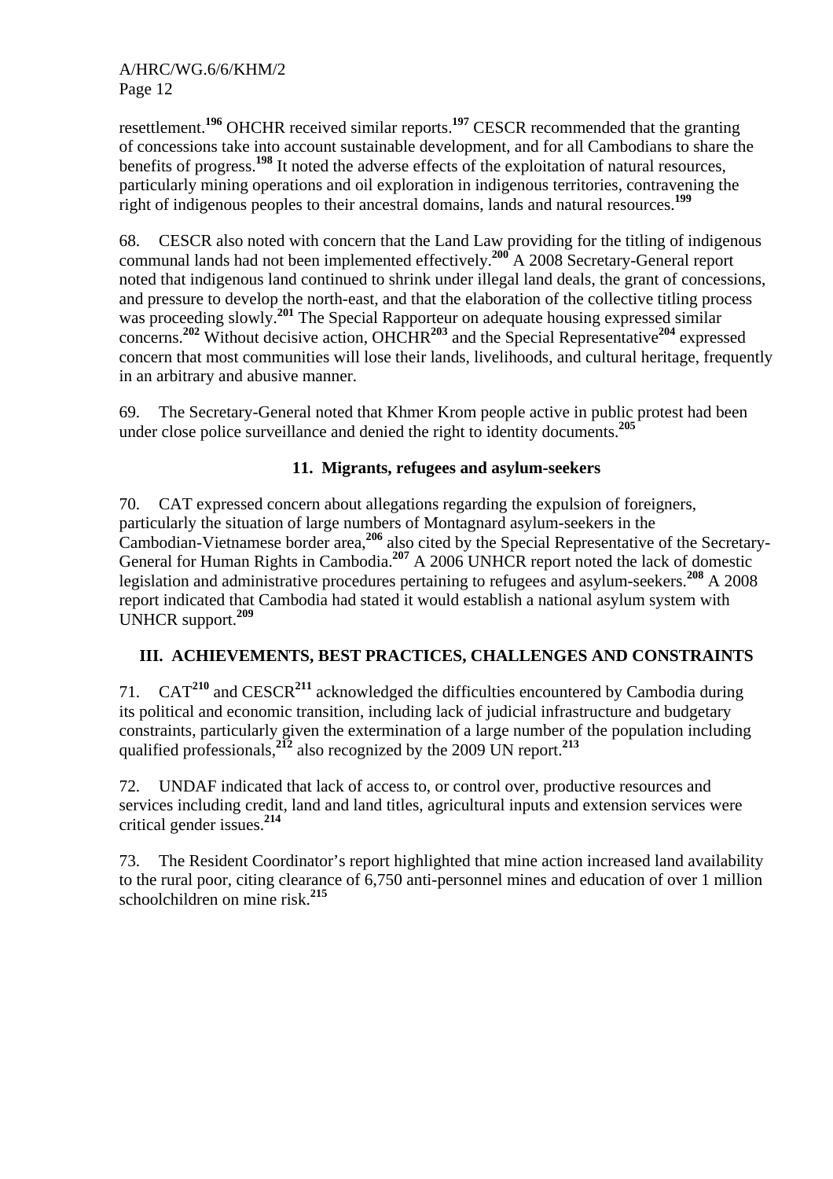resettlement.[196] OHCHR received similar reports.[197] CESCR recommended that the granting of concessions take into account sustainable development, and for all Cambodians to share the benefits of progress.[198] It noted the adverse effects of the exploitation of natural resources, particularly mining operations and oil exploration in indigenous territories, contravening the right of indigenous peoples to their ancestral domains, lands and natural resources.[199]

68. CESCR also noted with concern that the Land Law providing for the titling of indigenous communal lands had not been implemented effectively.[200] A 2008 Secretary-General report noted that indigenous land continued to shrink under illegal land deals, the grant of concessions, and pressure to develop the north-east, and that the elaboration of the collective titling process was proceeding slowly.[201] The Special Rapporteur on adequate housing expressed similar concerns.[202] Without decisive action, OHCHR[203] and the Special Representative[204] expressed concern that most communities will lose their lands, livelihoods, and cultural heritage, frequently in an arbitrary and abusive manner.

69. The Secretary-General noted that Khmer Krom people active in public protest had been under close police surveillance and denied the right to identity documents.[205]

### 11. Migrants, refugees and asylum-seekers

70. CAT expressed concern about allegations regarding the expulsion of foreigners, particularly the situation of large numbers of Montagnard asylum-seekers in the Cambodian-Vietnamese border area,[206] also cited by the Special Representative of the Secretary-General for Human Rights in Cambodia.[207] A 2006 UNHCR report noted the lack of domestic legislation and administrative procedures pertaining to refugees and asylum-seekers.[208] A 2008 report indicated that Cambodia had stated it would establish a national asylum system with UNHCR support.[209]

## III. ACHIEVEMENTS, BEST PRACTICES, CHALLENGES AND CONSTRAINTS

71. CAT[210] and CESCR[211] acknowledged the difficulties encountered by Cambodia during its political and economic transition, including lack of judicial infrastructure and budgetary constraints, particularly given the extermination of a large number of the population including qualified professionals,[212] also recognized by the 2009 UN report.[213]

72. UNDAF indicated that lack of access to, or control over, productive resources and services including credit, land and land titles, agricultural inputs and extension services were critical gender issues.[214]

73. The Resident Coordinator's report highlighted that mine action increased land availability to the rural poor, citing clearance of 6,750 anti-personnel mines and education of over 1 million schoolchildren on mine risk.[215]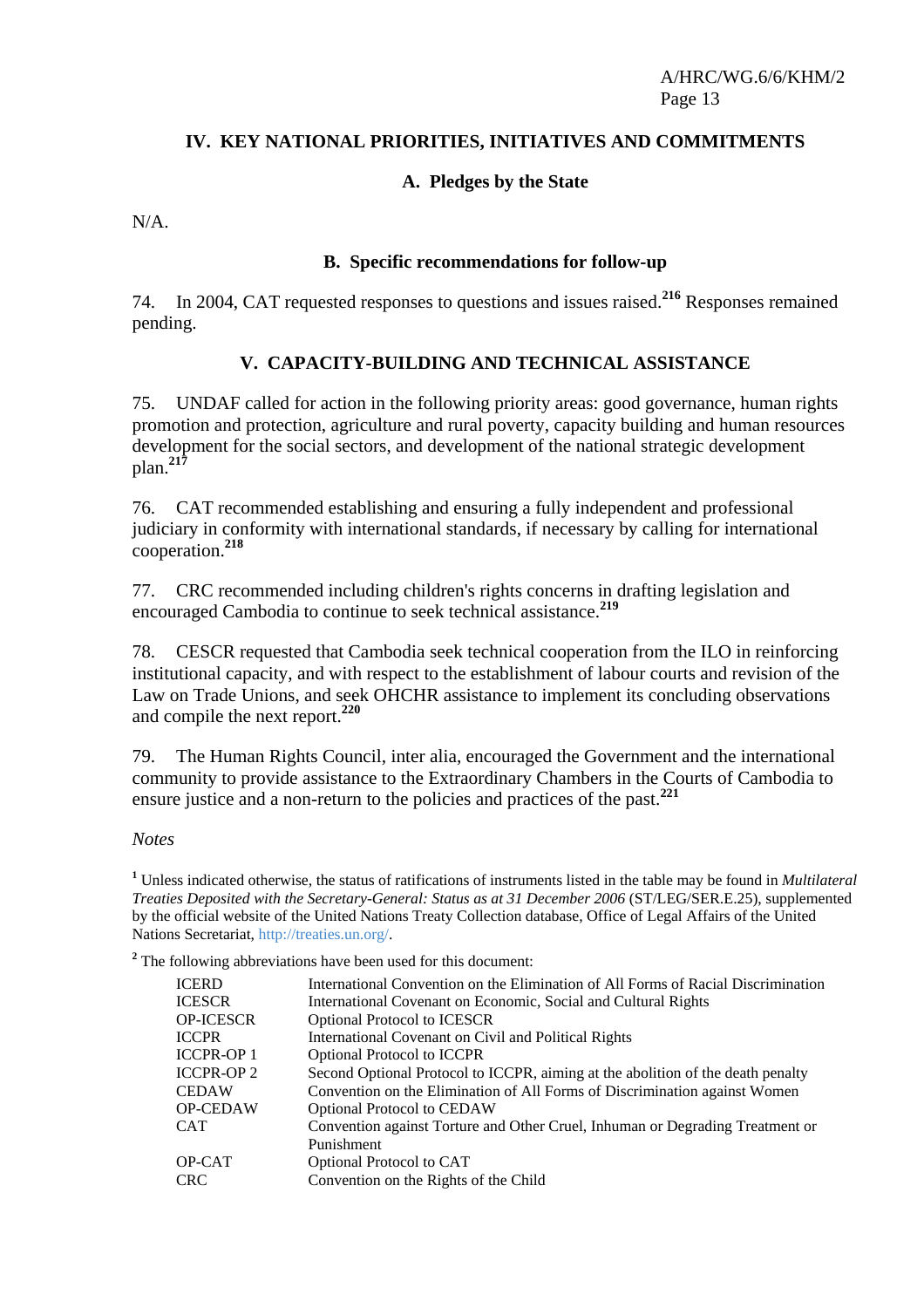## IV. KEY NATIONAL PRIORITIES, INITIATIVES AND COMMITMENTS

### A. Pledges by the State

N/A.

### B. Specific recommendations for follow-up

74. In 2004, CAT requested responses to questions and issues raised.[216] Responses remained pending.

## V. CAPACITY-BUILDING AND TECHNICAL ASSISTANCE

75. UNDAF called for action in the following priority areas: good governance, human rights promotion and protection, agriculture and rural poverty, capacity building and human resources development for the social sectors, and development of the national strategic development plan.[217]

76. CAT recommended establishing and ensuring a fully independent and professional judiciary in conformity with international standards, if necessary by calling for international cooperation.[218]

77. CRC recommended including children's rights concerns in drafting legislation and encouraged Cambodia to continue to seek technical assistance.[219]

78. CESCR requested that Cambodia seek technical cooperation from the ILO in reinforcing institutional capacity, and with respect to the establishment of labour courts and revision of the Law on Trade Unions, and seek OHCHR assistance to implement its concluding observations and compile the next report.[220]

79. The Human Rights Council, inter alia, encouraged the Government and the international community to provide assistance to the Extraordinary Chambers in the Courts of Cambodia to ensure justice and a non-return to the policies and practices of the past.[221]

*Notes*

[1] Unless indicated otherwise, the status of ratifications of instruments listed in the table may be found in *Multilateral Treaties Deposited with the Secretary-General: Status as at 31 December 2006* (ST/LEG/SER.E.25), supplemented by the official website of the United Nations Treaty Collection database, Office of Legal Affairs of the United Nations Secretariat, http://treaties.un.org/.

[2] The following abbreviations have been used for this document:

| | |
|---|---|
| ICERD | International Convention on the Elimination of All Forms of Racial Discrimination |
| ICESCR | International Covenant on Economic, Social and Cultural Rights |
| OP-ICESCR | Optional Protocol to ICESCR |
| ICCPR | International Covenant on Civil and Political Rights |
| ICCPR-OP 1 | Optional Protocol to ICCPR |
| ICCPR-OP 2 | Second Optional Protocol to ICCPR, aiming at the abolition of the death penalty |
| CEDAW | Convention on the Elimination of All Forms of Discrimination against Women |
| OP-CEDAW | Optional Protocol to CEDAW |
| CAT | Convention against Torture and Other Cruel, Inhuman or Degrading Treatment or Punishment |
| OP-CAT | Optional Protocol to CAT |
| CRC | Convention on the Rights of the Child |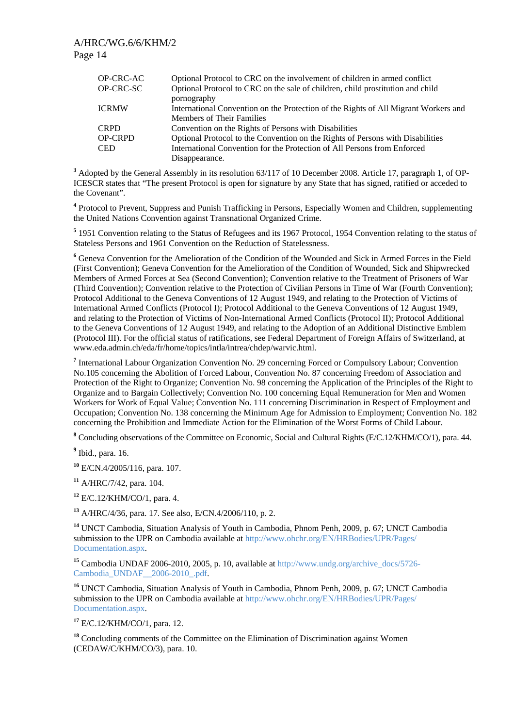| | |
|---|---|
| OP-CRC-AC | Optional Protocol to CRC on the involvement of children in armed conflict |
| OP-CRC-SC | Optional Protocol to CRC on the sale of children, child prostitution and child pornography |
| ICRMW | International Convention on the Protection of the Rights of All Migrant Workers and Members of Their Families |
| CRPD | Convention on the Rights of Persons with Disabilities |
| OP-CRPD | Optional Protocol to the Convention on the Rights of Persons with Disabilities |
| CED | International Convention for the Protection of All Persons from Enforced Disappearance. |

[3] Adopted by the General Assembly in its resolution 63/117 of 10 December 2008. Article 17, paragraph 1, of OP-ICESCR states that "The present Protocol is open for signature by any State that has signed, ratified or acceded to the Covenant".

[4] Protocol to Prevent, Suppress and Punish Trafficking in Persons, Especially Women and Children, supplementing the United Nations Convention against Transnational Organized Crime.

[5] 1951 Convention relating to the Status of Refugees and its 1967 Protocol, 1954 Convention relating to the status of Stateless Persons and 1961 Convention on the Reduction of Statelessness.

[6] Geneva Convention for the Amelioration of the Condition of the Wounded and Sick in Armed Forces in the Field (First Convention); Geneva Convention for the Amelioration of the Condition of Wounded, Sick and Shipwrecked Members of Armed Forces at Sea (Second Convention); Convention relative to the Treatment of Prisoners of War (Third Convention); Convention relative to the Protection of Civilian Persons in Time of War (Fourth Convention); Protocol Additional to the Geneva Conventions of 12 August 1949, and relating to the Protection of Victims of International Armed Conflicts (Protocol I); Protocol Additional to the Geneva Conventions of 12 August 1949, and relating to the Protection of Victims of Non-International Armed Conflicts (Protocol II); Protocol Additional to the Geneva Conventions of 12 August 1949, and relating to the Adoption of an Additional Distinctive Emblem (Protocol III). For the official status of ratifications, see Federal Department of Foreign Affairs of Switzerland, at www.eda.admin.ch/eda/fr/home/topics/intla/intrea/chdep/warvic.html.

[7] International Labour Organization Convention No. 29 concerning Forced or Compulsory Labour; Convention No.105 concerning the Abolition of Forced Labour, Convention No. 87 concerning Freedom of Association and Protection of the Right to Organize; Convention No. 98 concerning the Application of the Principles of the Right to Organize and to Bargain Collectively; Convention No. 100 concerning Equal Remuneration for Men and Women Workers for Work of Equal Value; Convention No. 111 concerning Discrimination in Respect of Employment and Occupation; Convention No. 138 concerning the Minimum Age for Admission to Employment; Convention No. 182 concerning the Prohibition and Immediate Action for the Elimination of the Worst Forms of Child Labour.

[8] Concluding observations of the Committee on Economic, Social and Cultural Rights (E/C.12/KHM/CO/1), para. 44.

[9] Ibid., para. 16.

[10] E/CN.4/2005/116, para. 107.

[11] A/HRC/7/42, para. 104.

[12] E/C.12/KHM/CO/1, para. 4.

[13] A/HRC/4/36, para. 17. See also, E/CN.4/2006/110, p. 2.

[14] UNCT Cambodia, Situation Analysis of Youth in Cambodia, Phnom Penh, 2009, p. 67; UNCT Cambodia submission to the UPR on Cambodia available at http://www.ohchr.org/EN/HRBodies/UPR/Pages/Documentation.aspx.

[15] Cambodia UNDAF 2006-2010, 2005, p. 10, available at http://www.undg.org/archive_docs/5726-Cambodia_UNDAF__2006-2010_.pdf.

[16] UNCT Cambodia, Situation Analysis of Youth in Cambodia, Phnom Penh, 2009, p. 67; UNCT Cambodia submission to the UPR on Cambodia available at http://www.ohchr.org/EN/HRBodies/UPR/Pages/Documentation.aspx.

[17] E/C.12/KHM/CO/1, para. 12.

[18] Concluding comments of the Committee on the Elimination of Discrimination against Women (CEDAW/C/KHM/CO/3), para. 10.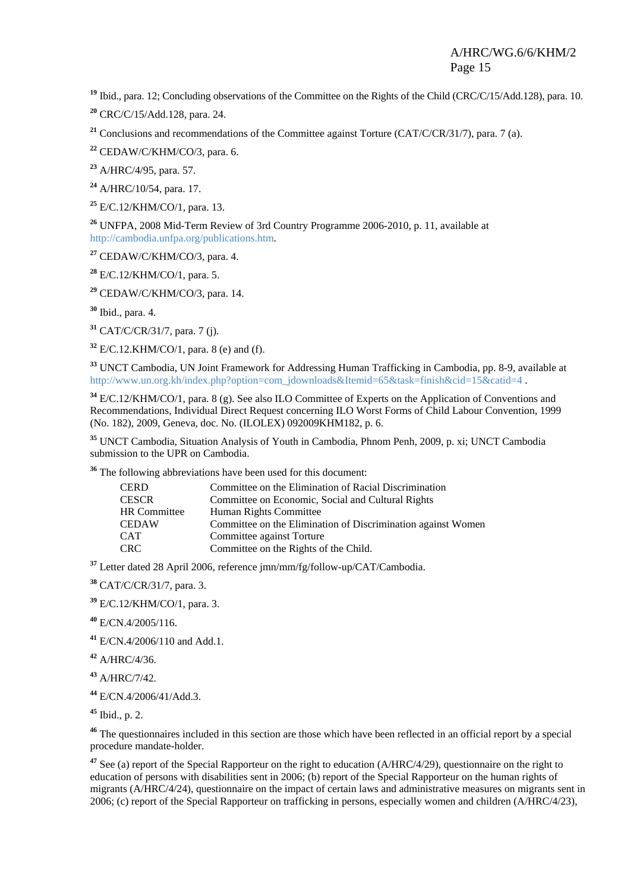[19] Ibid., para. 12; Concluding observations of the Committee on the Rights of the Child (CRC/C/15/Add.128), para. 10.

[20] CRC/C/15/Add.128, para. 24.

[21] Conclusions and recommendations of the Committee against Torture (CAT/C/CR/31/7), para. 7 (a).

[22] CEDAW/C/KHM/CO/3, para. 6.

[23] A/HRC/4/95, para. 57.

[24] A/HRC/10/54, para. 17.

[25] E/C.12/KHM/CO/1, para. 13.

[26] UNFPA, 2008 Mid-Term Review of 3rd Country Programme 2006-2010, p. 11, available at http://cambodia.unfpa.org/publications.htm.

[27] CEDAW/C/KHM/CO/3, para. 4.

[28] E/C.12/KHM/CO/1, para. 5.

[29] CEDAW/C/KHM/CO/3, para. 14.

[30] Ibid., para. 4.

[31] CAT/C/CR/31/7, para. 7 (j).

[32] E/C.12.KHM/CO/1, para. 8 (e) and (f).

[33] UNCT Cambodia, UN Joint Framework for Addressing Human Trafficking in Cambodia, pp. 8-9, available at http://www.un.org.kh/index.php?option=com_jdownloads&Itemid=65&task=finish&cid=15&catid=4 .

[34] E/C.12/KHM/CO/1, para. 8 (g). See also ILO Committee of Experts on the Application of Conventions and Recommendations, Individual Direct Request concerning ILO Worst Forms of Child Labour Convention, 1999 (No. 182), 2009, Geneva, doc. No. (ILOLEX) 092009KHM182, p. 6.

[35] UNCT Cambodia, Situation Analysis of Youth in Cambodia, Phnom Penh, 2009, p. xi; UNCT Cambodia submission to the UPR on Cambodia.

[36] The following abbreviations have been used for this document:

| | |
|---|---|
| CERD | Committee on the Elimination of Racial Discrimination |
| CESCR | Committee on Economic, Social and Cultural Rights |
| HR Committee | Human Rights Committee |
| CEDAW | Committee on the Elimination of Discrimination against Women |
| CAT | Committee against Torture |
| CRC | Committee on the Rights of the Child. |

[37] Letter dated 28 April 2006, reference jmn/mm/fg/follow-up/CAT/Cambodia.

[38] CAT/C/CR/31/7, para. 3.

[39] E/C.12/KHM/CO/1, para. 3.

[40] E/CN.4/2005/116.

[41] E/CN.4/2006/110 and Add.1.

[42] A/HRC/4/36.

[43] A/HRC/7/42.

[44] E/CN.4/2006/41/Add.3.

[45] Ibid., p. 2.

[46] The questionnaires included in this section are those which have been reflected in an official report by a special procedure mandate-holder.

[47] See (a) report of the Special Rapporteur on the right to education (A/HRC/4/29), questionnaire on the right to education of persons with disabilities sent in 2006; (b) report of the Special Rapporteur on the human rights of migrants (A/HRC/4/24), questionnaire on the impact of certain laws and administrative measures on migrants sent in 2006; (c) report of the Special Rapporteur on trafficking in persons, especially women and children (A/HRC/4/23),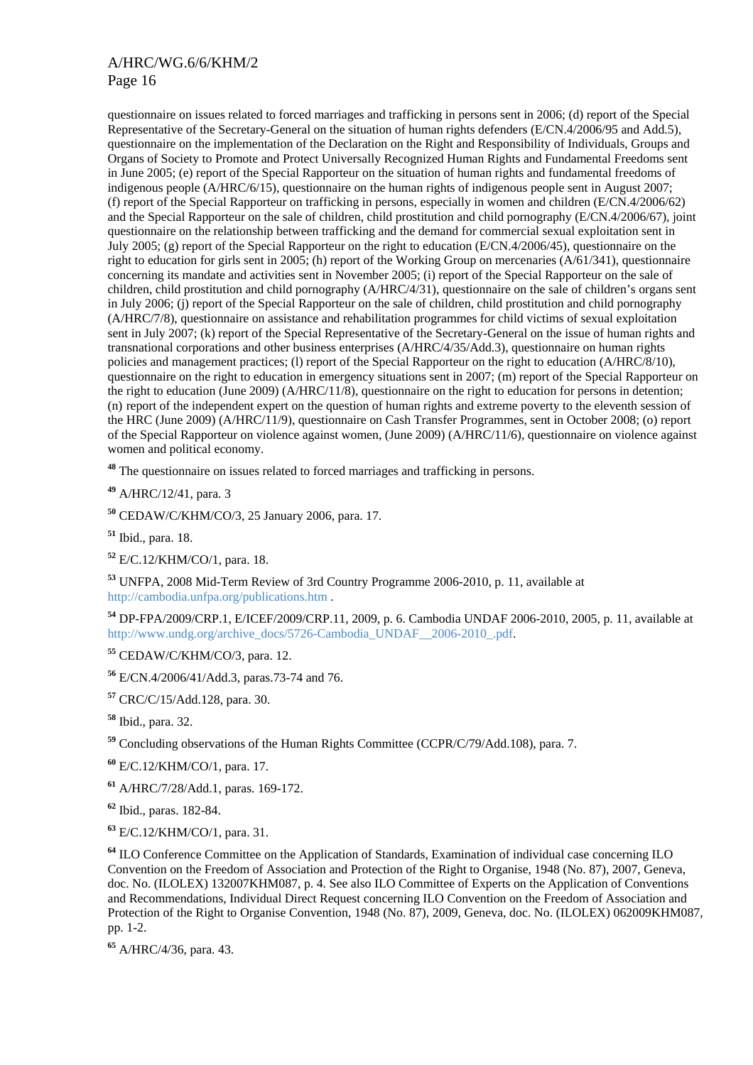questionnaire on issues related to forced marriages and trafficking in persons sent in 2006; (d) report of the Special Representative of the Secretary-General on the situation of human rights defenders (E/CN.4/2006/95 and Add.5), questionnaire on the implementation of the Declaration on the Right and Responsibility of Individuals, Groups and Organs of Society to Promote and Protect Universally Recognized Human Rights and Fundamental Freedoms sent in June 2005; (e) report of the Special Rapporteur on the situation of human rights and fundamental freedoms of indigenous people (A/HRC/6/15), questionnaire on the human rights of indigenous people sent in August 2007; (f) report of the Special Rapporteur on trafficking in persons, especially in women and children (E/CN.4/2006/62) and the Special Rapporteur on the sale of children, child prostitution and child pornography (E/CN.4/2006/67), joint questionnaire on the relationship between trafficking and the demand for commercial sexual exploitation sent in July 2005; (g) report of the Special Rapporteur on the right to education (E/CN.4/2006/45), questionnaire on the right to education for girls sent in 2005; (h) report of the Working Group on mercenaries (A/61/341), questionnaire concerning its mandate and activities sent in November 2005; (i) report of the Special Rapporteur on the sale of children, child prostitution and child pornography (A/HRC/4/31), questionnaire on the sale of children's organs sent in July 2006; (j) report of the Special Rapporteur on the sale of children, child prostitution and child pornography (A/HRC/7/8), questionnaire on assistance and rehabilitation programmes for child victims of sexual exploitation sent in July 2007; (k) report of the Special Representative of the Secretary-General on the issue of human rights and transnational corporations and other business enterprises (A/HRC/4/35/Add.3), questionnaire on human rights policies and management practices; (l) report of the Special Rapporteur on the right to education (A/HRC/8/10), questionnaire on the right to education in emergency situations sent in 2007; (m) report of the Special Rapporteur on the right to education (June 2009) (A/HRC/11/8), questionnaire on the right to education for persons in detention; (n) report of the independent expert on the question of human rights and extreme poverty to the eleventh session of the HRC (June 2009) (A/HRC/11/9), questionnaire on Cash Transfer Programmes, sent in October 2008; (o) report of the Special Rapporteur on violence against women, (June 2009) (A/HRC/11/6), questionnaire on violence against women and political economy.

[48] The questionnaire on issues related to forced marriages and trafficking in persons.

[49] A/HRC/12/41, para. 3

[50] CEDAW/C/KHM/CO/3, 25 January 2006, para. 17.

[51] Ibid., para. 18.

[52] E/C.12/KHM/CO/1, para. 18.

[53] UNFPA, 2008 Mid-Term Review of 3rd Country Programme 2006-2010, p. 11, available at http://cambodia.unfpa.org/publications.htm .

[54] DP-FPA/2009/CRP.1, E/ICEF/2009/CRP.11, 2009, p. 6. Cambodia UNDAF 2006-2010, 2005, p. 11, available at http://www.undg.org/archive_docs/5726-Cambodia_UNDAF__2006-2010_.pdf.

[55] CEDAW/C/KHM/CO/3, para. 12.

[56] E/CN.4/2006/41/Add.3, paras.73-74 and 76.

[57] CRC/C/15/Add.128, para. 30.

[58] Ibid., para. 32.

[59] Concluding observations of the Human Rights Committee (CCPR/C/79/Add.108), para. 7.

[60] E/C.12/KHM/CO/1, para. 17.

[61] A/HRC/7/28/Add.1, paras. 169-172.

[62] Ibid., paras. 182-84.

[63] E/C.12/KHM/CO/1, para. 31.

[64] ILO Conference Committee on the Application of Standards, Examination of individual case concerning ILO Convention on the Freedom of Association and Protection of the Right to Organise, 1948 (No. 87), 2007, Geneva, doc. No. (ILOLEX) 132007KHM087, p. 4. See also ILO Committee of Experts on the Application of Conventions and Recommendations, Individual Direct Request concerning ILO Convention on the Freedom of Association and Protection of the Right to Organise Convention, 1948 (No. 87), 2009, Geneva, doc. No. (ILOLEX) 062009KHM087, pp. 1-2.

[65] A/HRC/4/36, para. 43.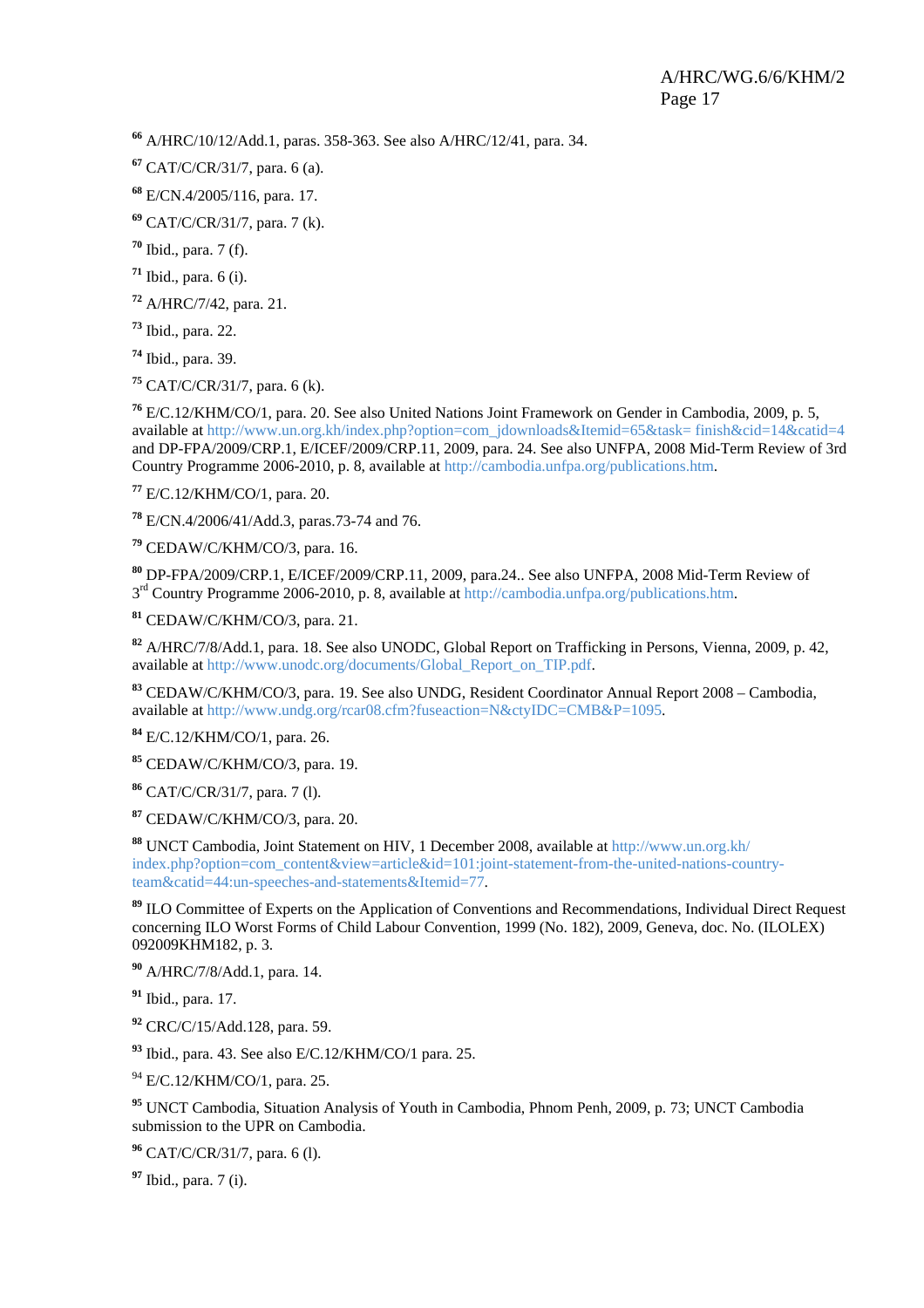[66] A/HRC/10/12/Add.1, paras. 358-363. See also A/HRC/12/41, para. 34.

[67] CAT/C/CR/31/7, para. 6 (a).

[68] E/CN.4/2005/116, para. 17.

[69] CAT/C/CR/31/7, para. 7 (k).

[70] Ibid., para. 7 (f).

[71] Ibid., para. 6 (i).

[72] A/HRC/7/42, para. 21.

[73] Ibid., para. 22.

[74] Ibid., para. 39.

[75] CAT/C/CR/31/7, para. 6 (k).

[76] E/C.12/KHM/CO/1, para. 20. See also United Nations Joint Framework on Gender in Cambodia, 2009, p. 5, available at http://www.un.org.kh/index.php?option=com_jdownloads&Itemid=65&task= finish&cid=14&catid=4 and DP-FPA/2009/CRP.1, E/ICEF/2009/CRP.11, 2009, para. 24. See also UNFPA, 2008 Mid-Term Review of 3rd Country Programme 2006-2010, p. 8, available at http://cambodia.unfpa.org/publications.htm.

[77] E/C.12/KHM/CO/1, para. 20.

[78] E/CN.4/2006/41/Add.3, paras.73-74 and 76.

[79] CEDAW/C/KHM/CO/3, para. 16.

[80] DP-FPA/2009/CRP.1, E/ICEF/2009/CRP.11, 2009, para.24.. See also UNFPA, 2008 Mid-Term Review of 3rd Country Programme 2006-2010, p. 8, available at http://cambodia.unfpa.org/publications.htm.

[81] CEDAW/C/KHM/CO/3, para. 21.

[82] A/HRC/7/8/Add.1, para. 18. See also UNODC, Global Report on Trafficking in Persons, Vienna, 2009, p. 42, available at http://www.unodc.org/documents/Global_Report_on_TIP.pdf.

[83] CEDAW/C/KHM/CO/3, para. 19. See also UNDG, Resident Coordinator Annual Report 2008 – Cambodia, available at http://www.undg.org/rcar08.cfm?fuseaction=N&ctyIDC=CMB&P=1095.

[84] E/C.12/KHM/CO/1, para. 26.

[85] CEDAW/C/KHM/CO/3, para. 19.

[86] CAT/C/CR/31/7, para. 7 (l).

[87] CEDAW/C/KHM/CO/3, para. 20.

[88] UNCT Cambodia, Joint Statement on HIV, 1 December 2008, available at http://www.un.org.kh/index.php?option=com_content&view=article&id=101:joint-statement-from-the-united-nations-country-team&catid=44:un-speeches-and-statements&Itemid=77.

[89] ILO Committee of Experts on the Application of Conventions and Recommendations, Individual Direct Request concerning ILO Worst Forms of Child Labour Convention, 1999 (No. 182), 2009, Geneva, doc. No. (ILOLEX) 092009KHM182, p. 3.

[90] A/HRC/7/8/Add.1, para. 14.

[91] Ibid., para. 17.

[92] CRC/C/15/Add.128, para. 59.

[93] Ibid., para. 43. See also E/C.12/KHM/CO/1 para. 25.

[94] E/C.12/KHM/CO/1, para. 25.

[95] UNCT Cambodia, Situation Analysis of Youth in Cambodia, Phnom Penh, 2009, p. 73; UNCT Cambodia submission to the UPR on Cambodia.

[96] CAT/C/CR/31/7, para. 6 (l).

[97] Ibid., para. 7 (i).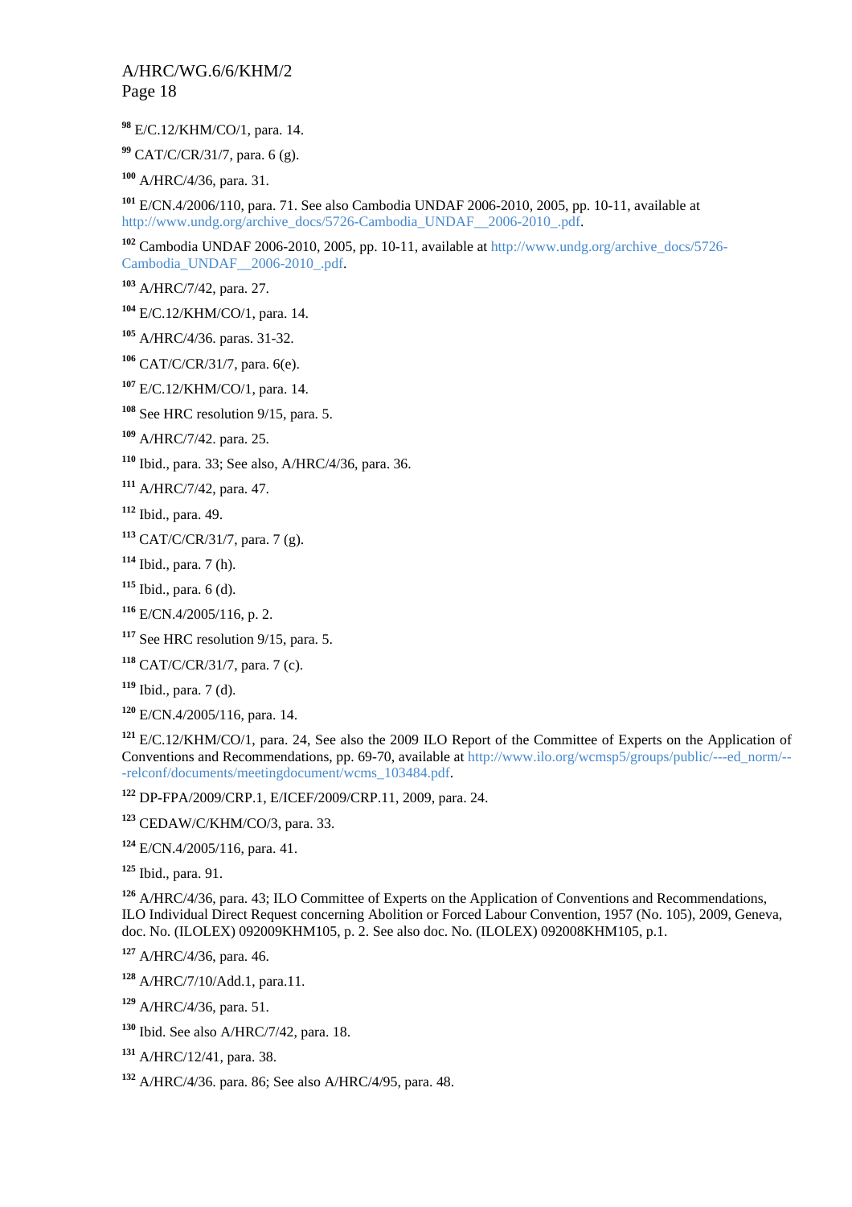[98] E/C.12/KHM/CO/1, para. 14.

[99] CAT/C/CR/31/7, para. 6 (g).

[100] A/HRC/4/36, para. 31.

[101] E/CN.4/2006/110, para. 71. See also Cambodia UNDAF 2006-2010, 2005, pp. 10-11, available at http://www.undg.org/archive_docs/5726-Cambodia_UNDAF__2006-2010_.pdf.

[102] Cambodia UNDAF 2006-2010, 2005, pp. 10-11, available at http://www.undg.org/archive_docs/5726-Cambodia_UNDAF__2006-2010_.pdf.

[103] A/HRC/7/42, para. 27.

[104] E/C.12/KHM/CO/1, para. 14.

[105] A/HRC/4/36. paras. 31-32.

[106] CAT/C/CR/31/7, para. 6(e).

[107] E/C.12/KHM/CO/1, para. 14.

[108] See HRC resolution 9/15, para. 5.

[109] A/HRC/7/42. para. 25.

[110] Ibid., para. 33; See also, A/HRC/4/36, para. 36.

[111] A/HRC/7/42, para. 47.

[112] Ibid., para. 49.

[113] CAT/C/CR/31/7, para. 7 (g).

[114] Ibid., para. 7 (h).

[115] Ibid., para. 6 (d).

[116] E/CN.4/2005/116, p. 2.

[117] See HRC resolution 9/15, para. 5.

[118] CAT/C/CR/31/7, para. 7 (c).

[119] Ibid., para. 7 (d).

[120] E/CN.4/2005/116, para. 14.

[121] E/C.12/KHM/CO/1, para. 24, See also the 2009 ILO Report of the Committee of Experts on the Application of Conventions and Recommendations, pp. 69-70, available at http://www.ilo.org/wcmsp5/groups/public/---ed_norm/---relconf/documents/meetingdocument/wcms_103484.pdf.

[122] DP-FPA/2009/CRP.1, E/ICEF/2009/CRP.11, 2009, para. 24.

[123] CEDAW/C/KHM/CO/3, para. 33.

[124] E/CN.4/2005/116, para. 41.

[125] Ibid., para. 91.

[126] A/HRC/4/36, para. 43; ILO Committee of Experts on the Application of Conventions and Recommendations, ILO Individual Direct Request concerning Abolition or Forced Labour Convention, 1957 (No. 105), 2009, Geneva, doc. No. (ILOLEX) 092009KHM105, p. 2. See also doc. No. (ILOLEX) 092008KHM105, p.1.

[127] A/HRC/4/36, para. 46.

[128] A/HRC/7/10/Add.1, para.11.

[129] A/HRC/4/36, para. 51.

[130] Ibid. See also A/HRC/7/42, para. 18.

[131] A/HRC/12/41, para. 38.

[132] A/HRC/4/36. para. 86; See also A/HRC/4/95, para. 48.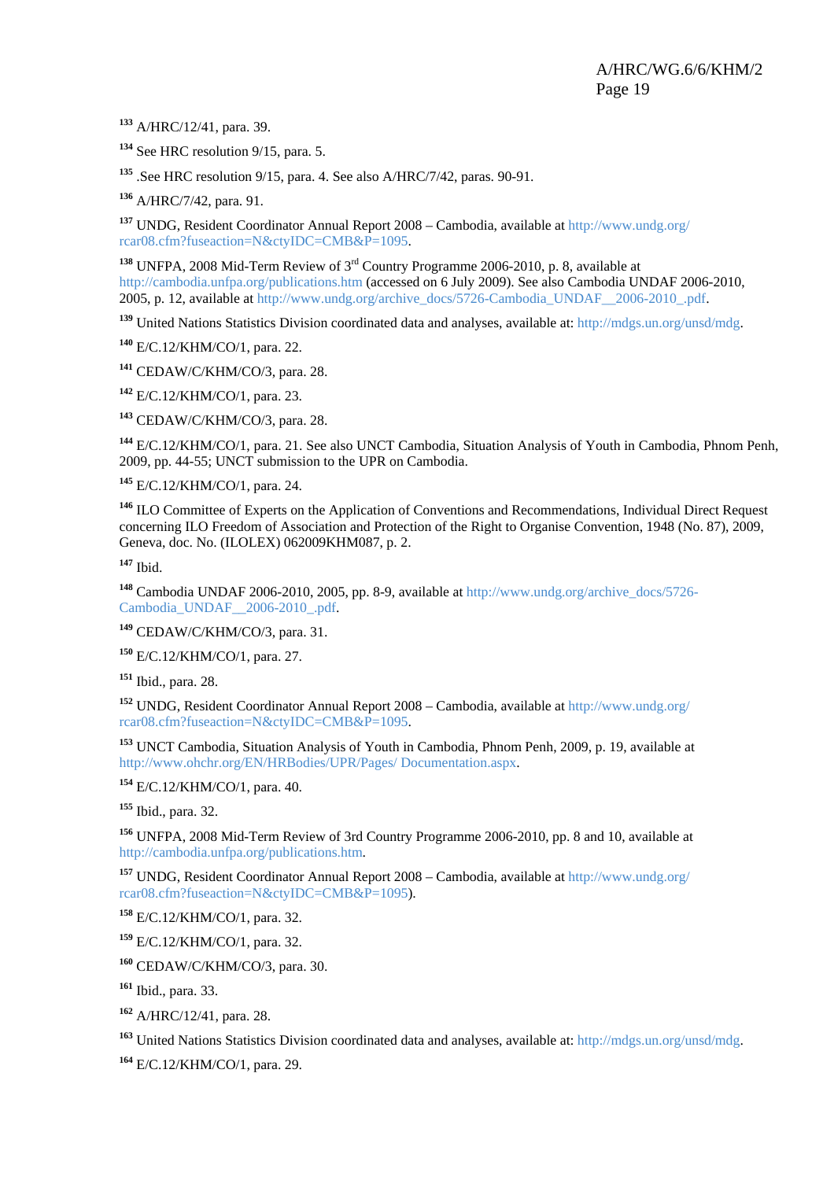[133] A/HRC/12/41, para. 39.

[134] See HRC resolution 9/15, para. 5.

[135] .See HRC resolution 9/15, para. 4. See also A/HRC/7/42, paras. 90-91.

[136] A/HRC/7/42, para. 91.

[137] UNDG, Resident Coordinator Annual Report 2008 – Cambodia, available at http://www.undg.org/rcar08.cfm?fuseaction=N&ctyIDC=CMB&P=1095.

[138] UNFPA, 2008 Mid-Term Review of 3rd Country Programme 2006-2010, p. 8, available at http://cambodia.unfpa.org/publications.htm (accessed on 6 July 2009). See also Cambodia UNDAF 2006-2010, 2005, p. 12, available at http://www.undg.org/archive_docs/5726-Cambodia_UNDAF__2006-2010_.pdf.

[139] United Nations Statistics Division coordinated data and analyses, available at: http://mdgs.un.org/unsd/mdg.

[140] E/C.12/KHM/CO/1, para. 22.

[141] CEDAW/C/KHM/CO/3, para. 28.

[142] E/C.12/KHM/CO/1, para. 23.

[143] CEDAW/C/KHM/CO/3, para. 28.

[144] E/C.12/KHM/CO/1, para. 21. See also UNCT Cambodia, Situation Analysis of Youth in Cambodia, Phnom Penh, 2009, pp. 44-55; UNCT submission to the UPR on Cambodia.

[145] E/C.12/KHM/CO/1, para. 24.

[146] ILO Committee of Experts on the Application of Conventions and Recommendations, Individual Direct Request concerning ILO Freedom of Association and Protection of the Right to Organise Convention, 1948 (No. 87), 2009, Geneva, doc. No. (ILOLEX) 062009KHM087, p. 2.

[147] Ibid.

[148] Cambodia UNDAF 2006-2010, 2005, pp. 8-9, available at http://www.undg.org/archive_docs/5726-Cambodia_UNDAF__2006-2010_.pdf.

[149] CEDAW/C/KHM/CO/3, para. 31.

[150] E/C.12/KHM/CO/1, para. 27.

[151] Ibid., para. 28.

[152] UNDG, Resident Coordinator Annual Report 2008 – Cambodia, available at http://www.undg.org/rcar08.cfm?fuseaction=N&ctyIDC=CMB&P=1095.

[153] UNCT Cambodia, Situation Analysis of Youth in Cambodia, Phnom Penh, 2009, p. 19, available at http://www.ohchr.org/EN/HRBodies/UPR/Pages/ Documentation.aspx.

[154] E/C.12/KHM/CO/1, para. 40.

[155] Ibid., para. 32.

[156] UNFPA, 2008 Mid-Term Review of 3rd Country Programme 2006-2010, pp. 8 and 10, available at http://cambodia.unfpa.org/publications.htm.

[157] UNDG, Resident Coordinator Annual Report 2008 – Cambodia, available at http://www.undg.org/rcar08.cfm?fuseaction=N&ctyIDC=CMB&P=1095).

[158] E/C.12/KHM/CO/1, para. 32.

[159] E/C.12/KHM/CO/1, para. 32.

[160] CEDAW/C/KHM/CO/3, para. 30.

[161] Ibid., para. 33.

[162] A/HRC/12/41, para. 28.

[163] United Nations Statistics Division coordinated data and analyses, available at: http://mdgs.un.org/unsd/mdg.

[164] E/C.12/KHM/CO/1, para. 29.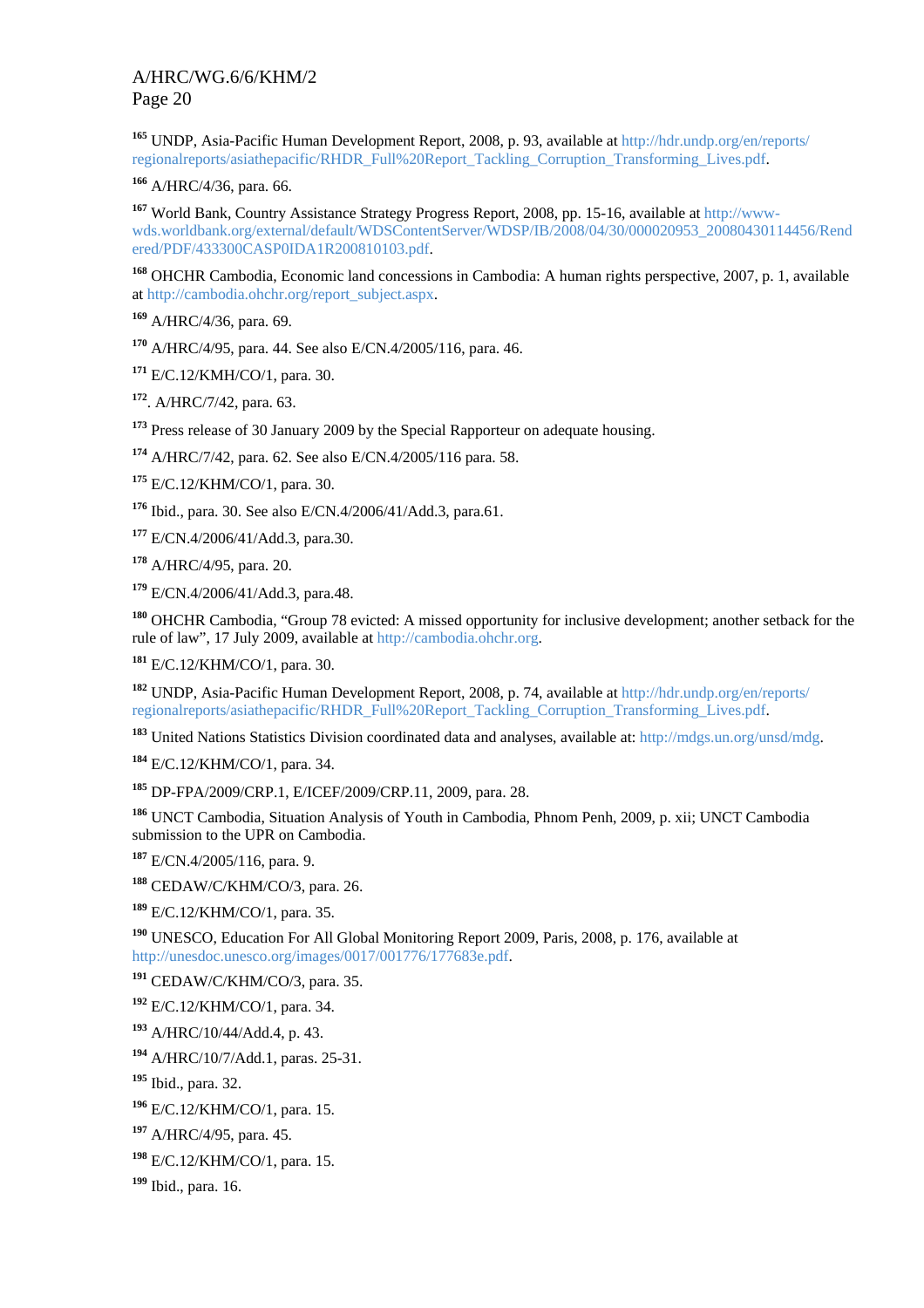[165] UNDP, Asia-Pacific Human Development Report, 2008, p. 93, available at http://hdr.undp.org/en/reports/regionalreports/asiathepacific/RHDR_Full%20Report_Tackling_Corruption_Transforming_Lives.pdf.

[166] A/HRC/4/36, para. 66.

[167] World Bank, Country Assistance Strategy Progress Report, 2008, pp. 15-16, available at http://www-wds.worldbank.org/external/default/WDSContentServer/WDSP/IB/2008/04/30/000020953_20080430114456/Rendered/PDF/433300CASP0IDA1R200810103.pdf.

[168] OHCHR Cambodia, Economic land concessions in Cambodia: A human rights perspective, 2007, p. 1, available at http://cambodia.ohchr.org/report_subject.aspx.

[169] A/HRC/4/36, para. 69.

[170] A/HRC/4/95, para. 44. See also E/CN.4/2005/116, para. 46.

[171] E/C.12/KMH/CO/1, para. 30.

[172]. A/HRC/7/42, para. 63.

[173] Press release of 30 January 2009 by the Special Rapporteur on adequate housing.

[174] A/HRC/7/42, para. 62. See also E/CN.4/2005/116 para. 58.

[175] E/C.12/KHM/CO/1, para. 30.

[176] Ibid., para. 30. See also E/CN.4/2006/41/Add.3, para.61.

[177] E/CN.4/2006/41/Add.3, para.30.

[178] A/HRC/4/95, para. 20.

[179] E/CN.4/2006/41/Add.3, para.48.

[180] OHCHR Cambodia, "Group 78 evicted: A missed opportunity for inclusive development; another setback for the rule of law", 17 July 2009, available at http://cambodia.ohchr.org.

[181] E/C.12/KHM/CO/1, para. 30.

[182] UNDP, Asia-Pacific Human Development Report, 2008, p. 74, available at http://hdr.undp.org/en/reports/regionalreports/asiathepacific/RHDR_Full%20Report_Tackling_Corruption_Transforming_Lives.pdf.

[183] United Nations Statistics Division coordinated data and analyses, available at: http://mdgs.un.org/unsd/mdg.

[184] E/C.12/KHM/CO/1, para. 34.

[185] DP-FPA/2009/CRP.1, E/ICEF/2009/CRP.11, 2009, para. 28.

[186] UNCT Cambodia, Situation Analysis of Youth in Cambodia, Phnom Penh, 2009, p. xii; UNCT Cambodia submission to the UPR on Cambodia.

[187] E/CN.4/2005/116, para. 9.

[188] CEDAW/C/KHM/CO/3, para. 26.

[189] E/C.12/KHM/CO/1, para. 35.

[190] UNESCO, Education For All Global Monitoring Report 2009, Paris, 2008, p. 176, available at http://unesdoc.unesco.org/images/0017/001776/177683e.pdf.

[191] CEDAW/C/KHM/CO/3, para. 35.

[192] E/C.12/KHM/CO/1, para. 34.

[193] A/HRC/10/44/Add.4, p. 43.

[194] A/HRC/10/7/Add.1, paras. 25-31.

[195] Ibid., para. 32.

[196] E/C.12/KHM/CO/1, para. 15.

[197] A/HRC/4/95, para. 45.

[198] E/C.12/KHM/CO/1, para. 15.

[199] Ibid., para. 16.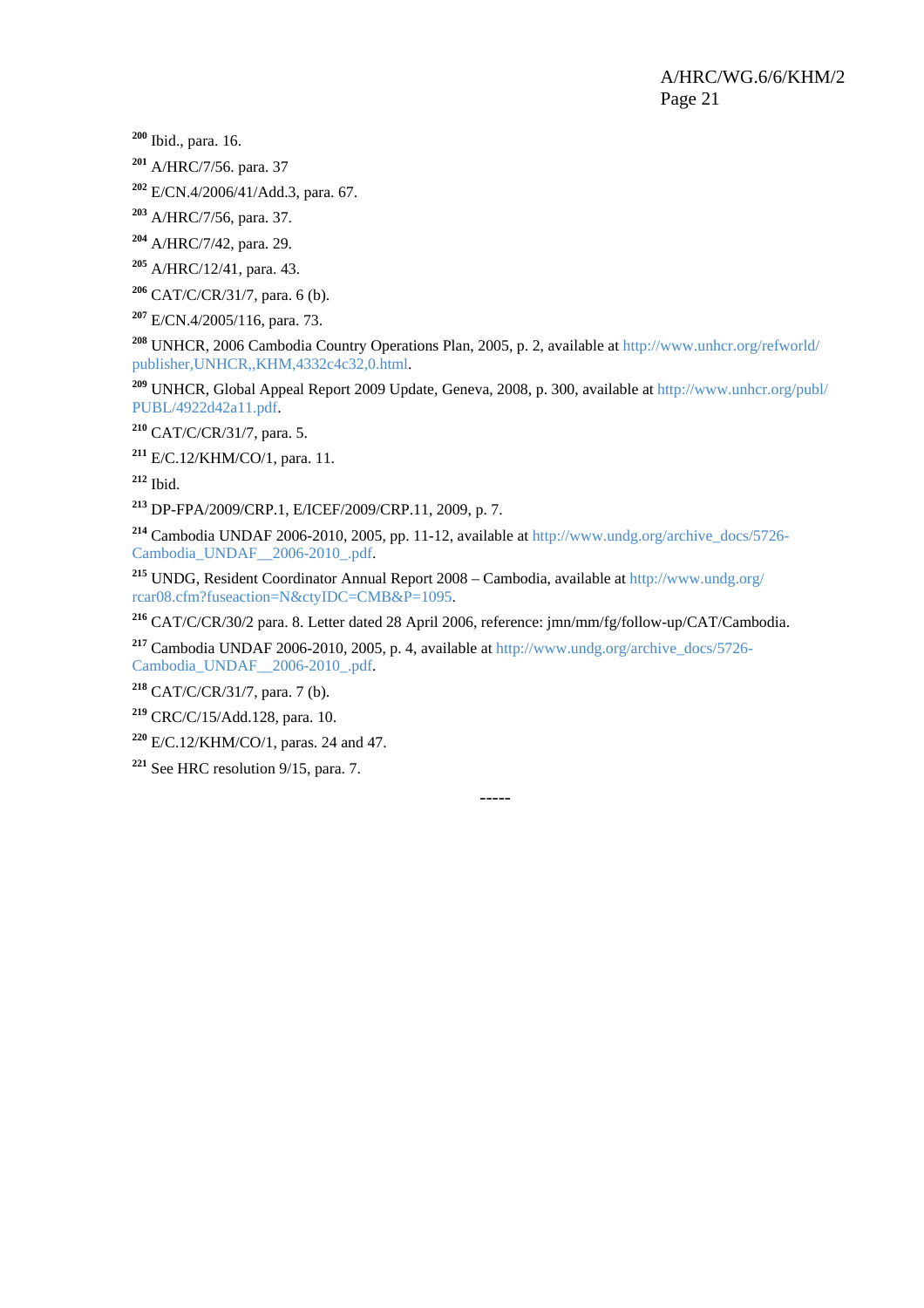[200] Ibid., para. 16.

[201] A/HRC/7/56. para. 37

[202] E/CN.4/2006/41/Add.3, para. 67.

[203] A/HRC/7/56, para. 37.

[204] A/HRC/7/42, para. 29.

[205] A/HRC/12/41, para. 43.

[206] CAT/C/CR/31/7, para. 6 (b).

[207] E/CN.4/2005/116, para. 73.

[208] UNHCR, 2006 Cambodia Country Operations Plan, 2005, p. 2, available at http://www.unhcr.org/refworld/publisher,UNHCR,,KHM,4332c4c32,0.html.

[209] UNHCR, Global Appeal Report 2009 Update, Geneva, 2008, p. 300, available at http://www.unhcr.org/publ/PUBL/4922d42a11.pdf.

[210] CAT/C/CR/31/7, para. 5.

[211] E/C.12/KHM/CO/1, para. 11.

[212] Ibid.

[213] DP-FPA/2009/CRP.1, E/ICEF/2009/CRP.11, 2009, p. 7.

[214] Cambodia UNDAF 2006-2010, 2005, pp. 11-12, available at http://www.undg.org/archive_docs/5726-Cambodia_UNDAF__2006-2010_.pdf.

[215] UNDG, Resident Coordinator Annual Report 2008 – Cambodia, available at http://www.undg.org/rcar08.cfm?fuseaction=N&ctyIDC=CMB&P=1095.

[216] CAT/C/CR/30/2 para. 8. Letter dated 28 April 2006, reference: jmn/mm/fg/follow-up/CAT/Cambodia.

[217] Cambodia UNDAF 2006-2010, 2005, p. 4, available at http://www.undg.org/archive_docs/5726-Cambodia_UNDAF__2006-2010_.pdf.

[218] CAT/C/CR/31/7, para. 7 (b).

[219] CRC/C/15/Add.128, para. 10.

[220] E/C.12/KHM/CO/1, paras. 24 and 47.

[221] See HRC resolution 9/15, para. 7.

-----